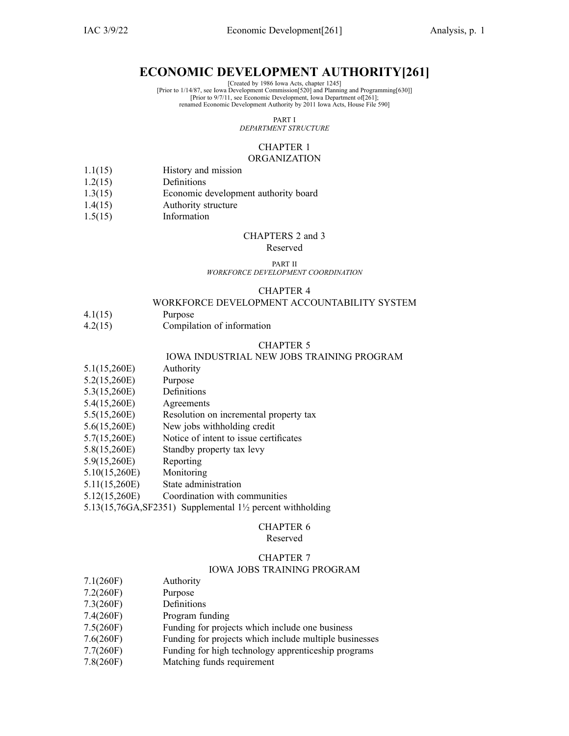# ECONOMIC DEVELOPMENT AUTHORITY[261]

[Created by 1986 Iowa Acts, chapter 1245]
[Prior to 1/14/87, see Iowa Development Commission[520] and Planning and Programming[630]]
[Prior to 9/7/11, see Economic Development, Iowa Department of[261];
renamed Economic Development Authority by 2011 Iowa Acts, House File 590]

PART I
*DEPARTMENT STRUCTURE*

## CHAPTER 1
## ORGANIZATION

1.1(15) History and mission
1.2(15) Definitions
1.3(15) Economic development authority board
1.4(15) Authority structure
1.5(15) Information

## CHAPTERS 2 and 3
Reserved

PART II
*WORKFORCE DEVELOPMENT COORDINATION*

## CHAPTER 4
## WORKFORCE DEVELOPMENT ACCOUNTABILITY SYSTEM

4.1(15) Purpose
4.2(15) Compilation of information

## CHAPTER 5
## IOWA INDUSTRIAL NEW JOBS TRAINING PROGRAM

5.1(15,260E) Authority
5.2(15,260E) Purpose
5.3(15,260E) Definitions
5.4(15,260E) Agreements
5.5(15,260E) Resolution on incremental property tax
5.6(15,260E) New jobs withholding credit
5.7(15,260E) Notice of intent to issue certificates
5.8(15,260E) Standby property tax levy
5.9(15,260E) Reporting
5.10(15,260E) Monitoring
5.11(15,260E) State administration
5.12(15,260E) Coordination with communities
5.13(15,76GA,SF2351) Supplemental 1½ percent withholding

## CHAPTER 6
Reserved

## CHAPTER 7
## IOWA JOBS TRAINING PROGRAM

7.1(260F) Authority
7.2(260F) Purpose
7.3(260F) Definitions
7.4(260F) Program funding
7.5(260F) Funding for projects which include one business
7.6(260F) Funding for projects which include multiple businesses
7.7(260F) Funding for high technology apprenticeship programs
7.8(260F) Matching funds requirement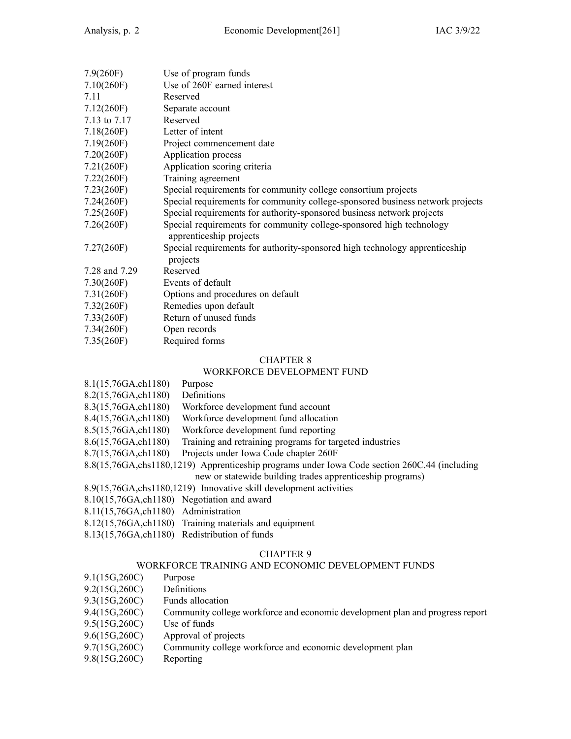| | |
|---|---|
| 7.9(260F) | Use of program funds |
| 7.10(260F) | Use of 260F earned interest |
| 7.11 | Reserved |
| 7.12(260F) | Separate account |
| 7.13 to 7.17 | Reserved |
| 7.18(260F) | Letter of intent |
| 7.19(260F) | Project commencement date |
| 7.20(260F) | Application process |
| 7.21(260F) | Application scoring criteria |
| 7.22(260F) | Training agreement |
| 7.23(260F) | Special requirements for community college consortium projects |
| 7.24(260F) | Special requirements for community college-sponsored business network projects |
| 7.25(260F) | Special requirements for authority-sponsored business network projects |
| 7.26(260F) | Special requirements for community college-sponsored high technology apprenticeship projects |
| 7.27(260F) | Special requirements for authority-sponsored high technology apprenticeship projects |
| 7.28 and 7.29 | Reserved |
| 7.30(260F) | Events of default |
| 7.31(260F) | Options and procedures on default |
| 7.32(260F) | Remedies upon default |
| 7.33(260F) | Return of unused funds |
| 7.34(260F) | Open records |
| 7.35(260F) | Required forms |

## CHAPTER 8
## WORKFORCE DEVELOPMENT FUND

| | |
|---|---|
| 8.1(15,76GA,ch1180) | Purpose |
| 8.2(15,76GA,ch1180) | Definitions |
| 8.3(15,76GA,ch1180) | Workforce development fund account |
| 8.4(15,76GA,ch1180) | Workforce development fund allocation |
| 8.5(15,76GA,ch1180) | Workforce development fund reporting |
| 8.6(15,76GA,ch1180) | Training and retraining programs for targeted industries |
| 8.7(15,76GA,ch1180) | Projects under Iowa Code chapter 260F |
| 8.8(15,76GA,chs1180,1219) | Apprenticeship programs under Iowa Code section 260C.44 (including new or statewide building trades apprenticeship programs) |
| 8.9(15,76GA,chs1180,1219) | Innovative skill development activities |
| 8.10(15,76GA,ch1180) | Negotiation and award |
| 8.11(15,76GA,ch1180) | Administration |
| 8.12(15,76GA,ch1180) | Training materials and equipment |
| 8.13(15,76GA,ch1180) | Redistribution of funds |

## CHAPTER 9
## WORKFORCE TRAINING AND ECONOMIC DEVELOPMENT FUNDS

| | |
|---|---|
| 9.1(15G,260C) | Purpose |
| 9.2(15G,260C) | Definitions |
| 9.3(15G,260C) | Funds allocation |
| 9.4(15G,260C) | Community college workforce and economic development plan and progress report |
| 9.5(15G,260C) | Use of funds |
| 9.6(15G,260C) | Approval of projects |
| 9.7(15G,260C) | Community college workforce and economic development plan |
| 9.8(15G,260C) | Reporting |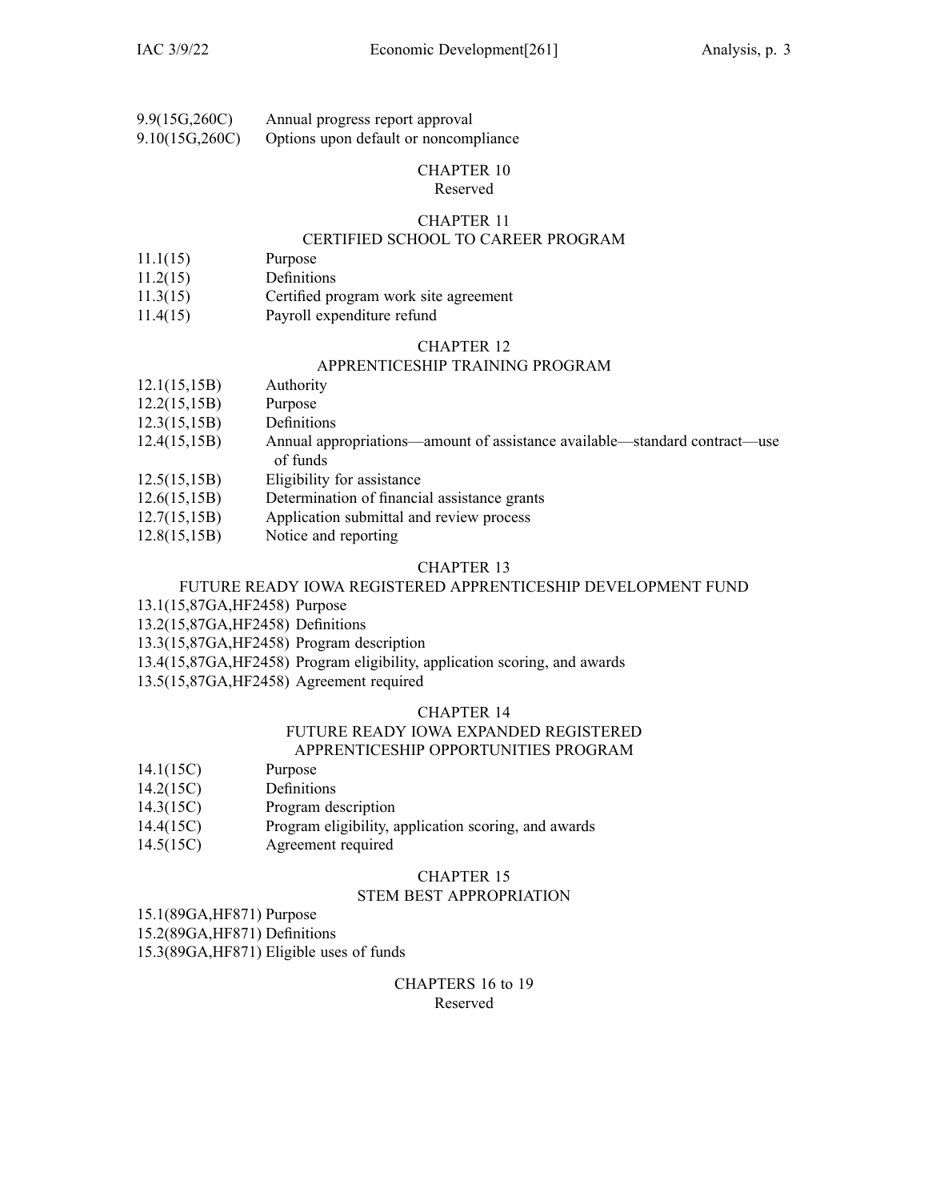9.9(15G,260C) Annual progress report approval
9.10(15G,260C) Options upon default or noncompliance

CHAPTER 10
Reserved

CHAPTER 11
CERTIFIED SCHOOL TO CAREER PROGRAM

11.1(15) Purpose
11.2(15) Definitions
11.3(15) Certified program work site agreement
11.4(15) Payroll expenditure refund

CHAPTER 12
APPRENTICESHIP TRAINING PROGRAM

12.1(15,15B) Authority
12.2(15,15B) Purpose
12.3(15,15B) Definitions
12.4(15,15B) Annual appropriations—amount of assistance available—standard contract—use of funds
12.5(15,15B) Eligibility for assistance
12.6(15,15B) Determination of financial assistance grants
12.7(15,15B) Application submittal and review process
12.8(15,15B) Notice and reporting

CHAPTER 13
FUTURE READY IOWA REGISTERED APPRENTICESHIP DEVELOPMENT FUND

13.1(15,87GA,HF2458) Purpose
13.2(15,87GA,HF2458) Definitions
13.3(15,87GA,HF2458) Program description
13.4(15,87GA,HF2458) Program eligibility, application scoring, and awards
13.5(15,87GA,HF2458) Agreement required

CHAPTER 14
FUTURE READY IOWA EXPANDED REGISTERED APPRENTICESHIP OPPORTUNITIES PROGRAM

14.1(15C) Purpose
14.2(15C) Definitions
14.3(15C) Program description
14.4(15C) Program eligibility, application scoring, and awards
14.5(15C) Agreement required

CHAPTER 15
STEM BEST APPROPRIATION

15.1(89GA,HF871) Purpose
15.2(89GA,HF871) Definitions
15.3(89GA,HF871) Eligible uses of funds

CHAPTERS 16 to 19
Reserved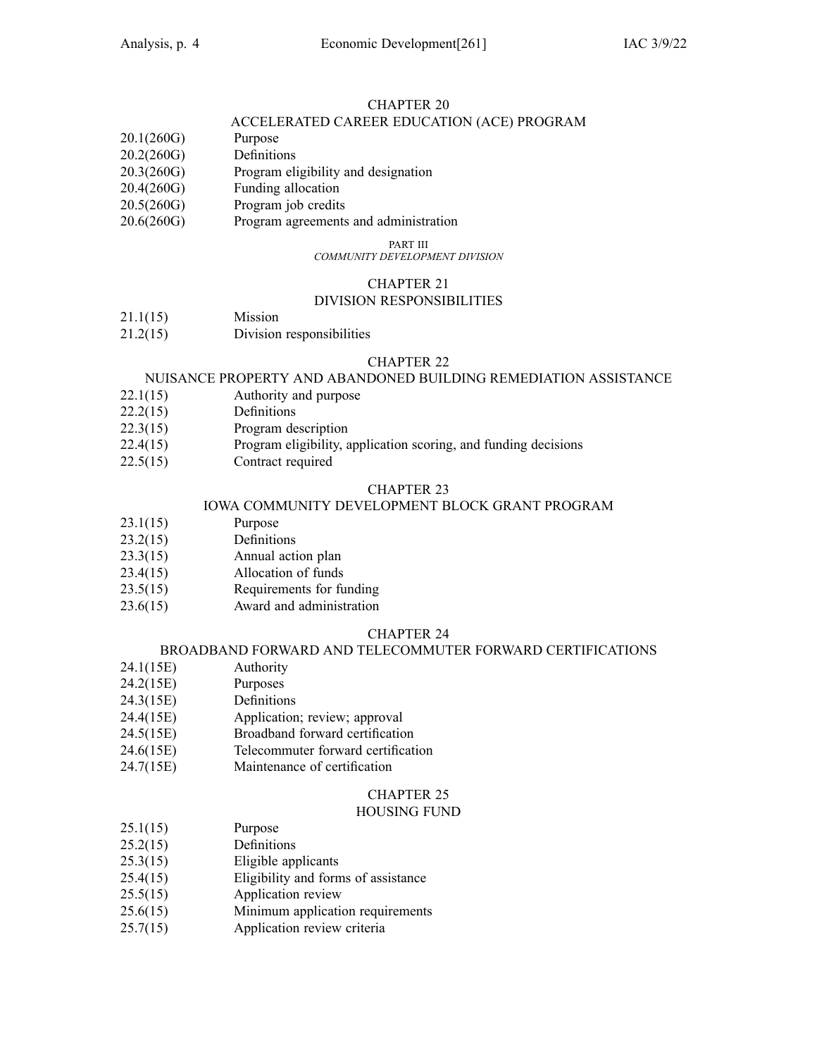## CHAPTER 20

## ACCELERATED CAREER EDUCATION (ACE) PROGRAM

20.1(260G) Purpose
20.2(260G) Definitions
20.3(260G) Program eligibility and designation
20.4(260G) Funding allocation
20.5(260G) Program job credits
20.6(260G) Program agreements and administration

# PART III

*COMMUNITY DEVELOPMENT DIVISION*

## CHAPTER 21

## DIVISION RESPONSIBILITIES

21.1(15) Mission
21.2(15) Division responsibilities

## CHAPTER 22

## NUISANCE PROPERTY AND ABANDONED BUILDING REMEDIATION ASSISTANCE

22.1(15) Authority and purpose
22.2(15) Definitions
22.3(15) Program description
22.4(15) Program eligibility, application scoring, and funding decisions
22.5(15) Contract required

## CHAPTER 23

## IOWA COMMUNITY DEVELOPMENT BLOCK GRANT PROGRAM

23.1(15) Purpose
23.2(15) Definitions
23.3(15) Annual action plan
23.4(15) Allocation of funds
23.5(15) Requirements for funding
23.6(15) Award and administration

## CHAPTER 24

## BROADBAND FORWARD AND TELECOMMUTER FORWARD CERTIFICATIONS

24.1(15E) Authority
24.2(15E) Purposes
24.3(15E) Definitions
24.4(15E) Application; review; approval
24.5(15E) Broadband forward certification
24.6(15E) Telecommuter forward certification
24.7(15E) Maintenance of certification

## CHAPTER 25

## HOUSING FUND

25.1(15) Purpose
25.2(15) Definitions
25.3(15) Eligible applicants
25.4(15) Eligibility and forms of assistance
25.5(15) Application review
25.6(15) Minimum application requirements
25.7(15) Application review criteria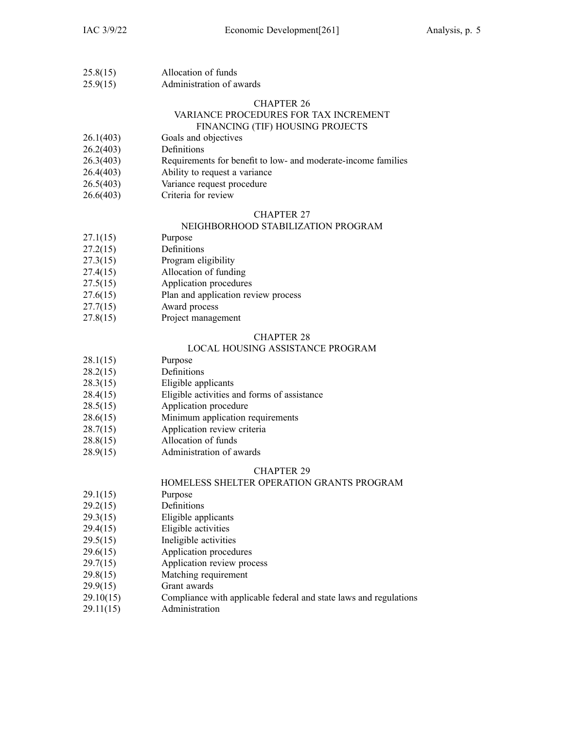| | |
|---|---|
| 25.8(15) | Allocation of funds |
| 25.9(15) | Administration of awards |

## CHAPTER 26
## VARIANCE PROCEDURES FOR TAX INCREMENT FINANCING (TIF) HOUSING PROJECTS

| | |
|---|---|
| 26.1(403) | Goals and objectives |
| 26.2(403) | Definitions |
| 26.3(403) | Requirements for benefit to low- and moderate-income families |
| 26.4(403) | Ability to request a variance |
| 26.5(403) | Variance request procedure |
| 26.6(403) | Criteria for review |

## CHAPTER 27
## NEIGHBORHOOD STABILIZATION PROGRAM

| | |
|---|---|
| 27.1(15) | Purpose |
| 27.2(15) | Definitions |
| 27.3(15) | Program eligibility |
| 27.4(15) | Allocation of funding |
| 27.5(15) | Application procedures |
| 27.6(15) | Plan and application review process |
| 27.7(15) | Award process |
| 27.8(15) | Project management |

## CHAPTER 28
## LOCAL HOUSING ASSISTANCE PROGRAM

| | |
|---|---|
| 28.1(15) | Purpose |
| 28.2(15) | Definitions |
| 28.3(15) | Eligible applicants |
| 28.4(15) | Eligible activities and forms of assistance |
| 28.5(15) | Application procedure |
| 28.6(15) | Minimum application requirements |
| 28.7(15) | Application review criteria |
| 28.8(15) | Allocation of funds |
| 28.9(15) | Administration of awards |

## CHAPTER 29
## HOMELESS SHELTER OPERATION GRANTS PROGRAM

| | |
|---|---|
| 29.1(15) | Purpose |
| 29.2(15) | Definitions |
| 29.3(15) | Eligible applicants |
| 29.4(15) | Eligible activities |
| 29.5(15) | Ineligible activities |
| 29.6(15) | Application procedures |
| 29.7(15) | Application review process |
| 29.8(15) | Matching requirement |
| 29.9(15) | Grant awards |
| 29.10(15) | Compliance with applicable federal and state laws and regulations |
| 29.11(15) | Administration |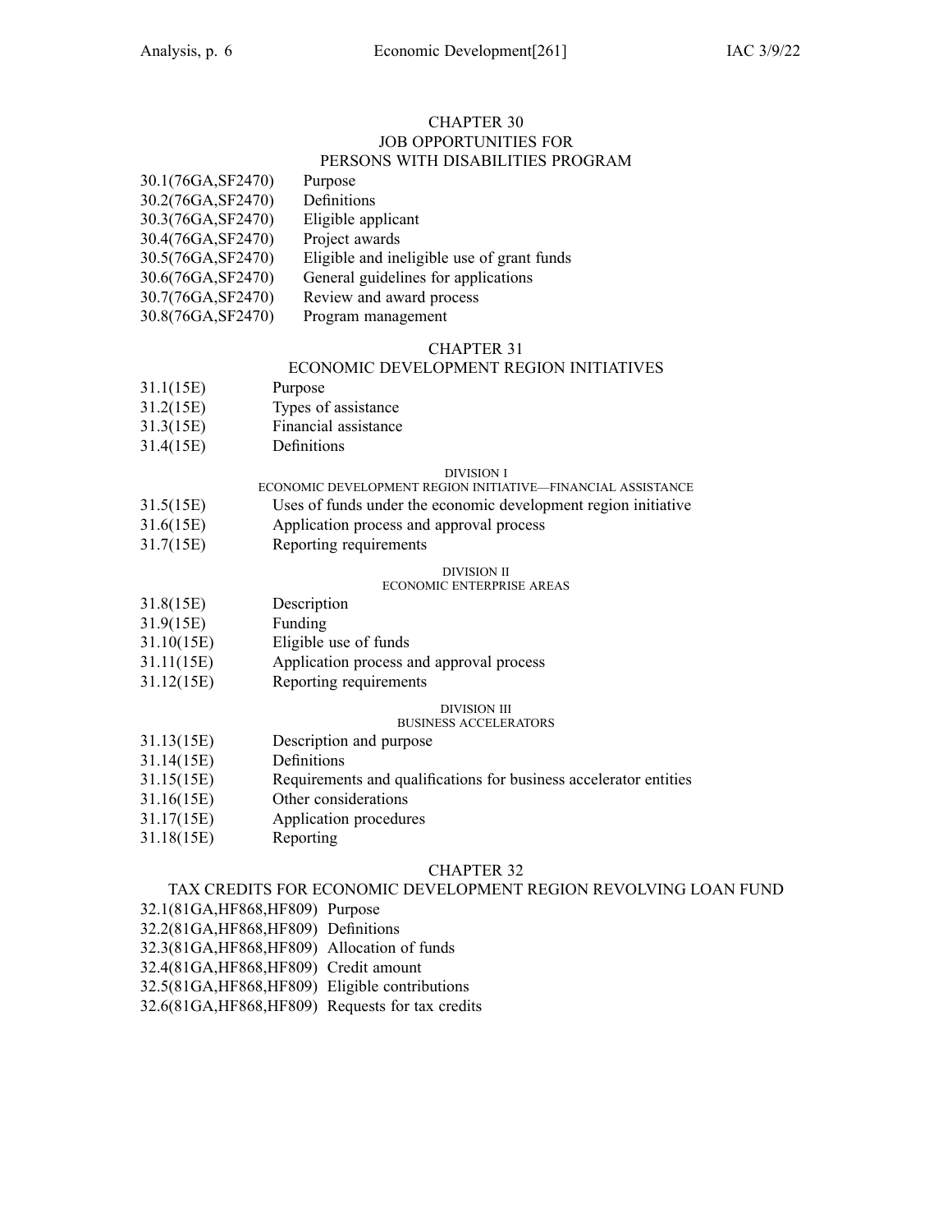## CHAPTER 30
## JOB OPPORTUNITIES FOR PERSONS WITH DISABILITIES PROGRAM

30.1(76GA,SF2470) Purpose
30.2(76GA,SF2470) Definitions
30.3(76GA,SF2470) Eligible applicant
30.4(76GA,SF2470) Project awards
30.5(76GA,SF2470) Eligible and ineligible use of grant funds
30.6(76GA,SF2470) General guidelines for applications
30.7(76GA,SF2470) Review and award process
30.8(76GA,SF2470) Program management

## CHAPTER 31
## ECONOMIC DEVELOPMENT REGION INITIATIVES

31.1(15E) Purpose
31.2(15E) Types of assistance
31.3(15E) Financial assistance
31.4(15E) Definitions

### DIVISION I
### ECONOMIC DEVELOPMENT REGION INITIATIVE—FINANCIAL ASSISTANCE

31.5(15E) Uses of funds under the economic development region initiative
31.6(15E) Application process and approval process
31.7(15E) Reporting requirements

### DIVISION II
### ECONOMIC ENTERPRISE AREAS

31.8(15E) Description
31.9(15E) Funding
31.10(15E) Eligible use of funds
31.11(15E) Application process and approval process
31.12(15E) Reporting requirements

### DIVISION III
### BUSINESS ACCELERATORS

31.13(15E) Description and purpose
31.14(15E) Definitions
31.15(15E) Requirements and qualifications for business accelerator entities
31.16(15E) Other considerations
31.17(15E) Application procedures
31.18(15E) Reporting

## CHAPTER 32
## TAX CREDITS FOR ECONOMIC DEVELOPMENT REGION REVOLVING LOAN FUND

32.1(81GA,HF868,HF809) Purpose
32.2(81GA,HF868,HF809) Definitions
32.3(81GA,HF868,HF809) Allocation of funds
32.4(81GA,HF868,HF809) Credit amount
32.5(81GA,HF868,HF809) Eligible contributions
32.6(81GA,HF868,HF809) Requests for tax credits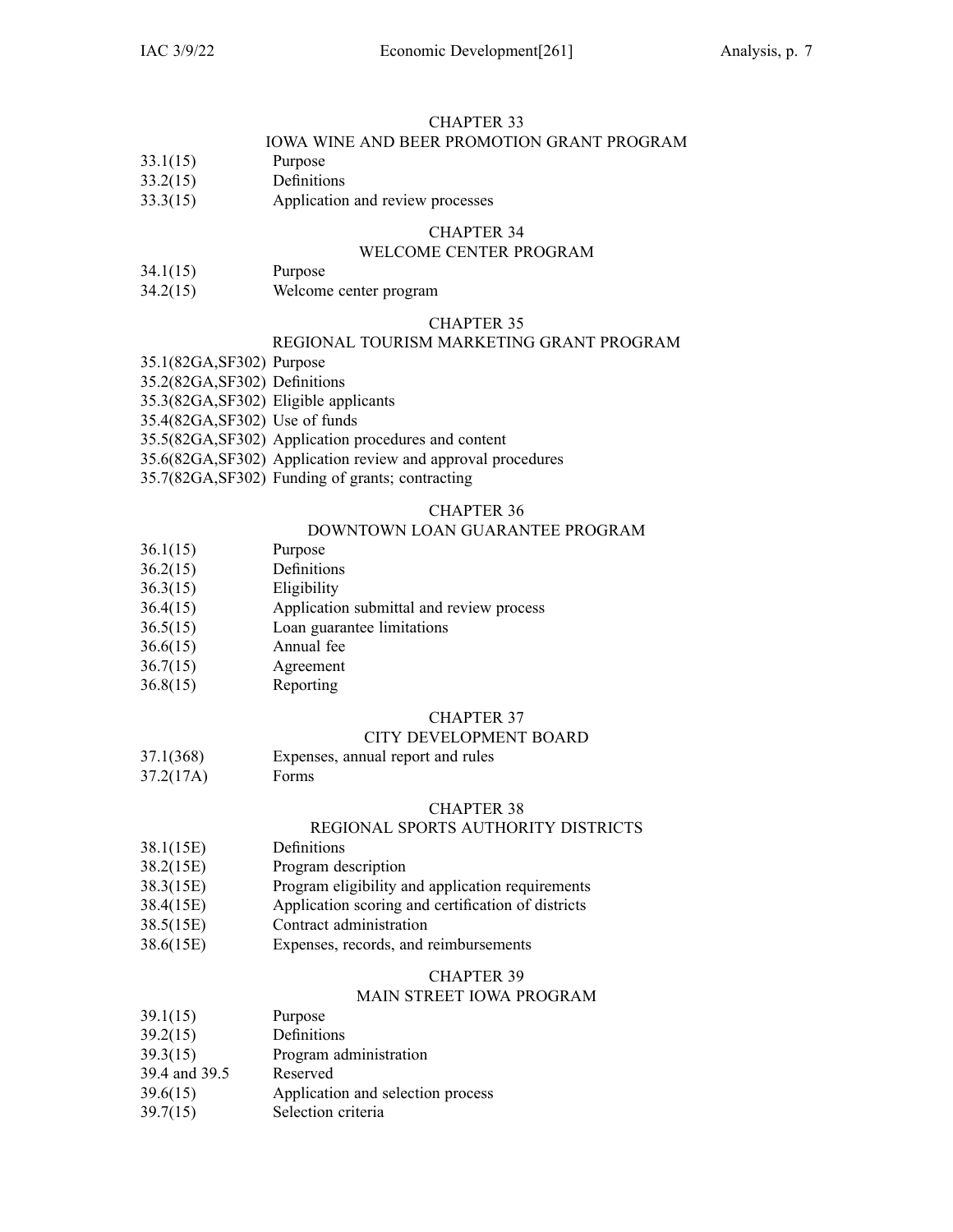CHAPTER 33
IOWA WINE AND BEER PROMOTION GRANT PROGRAM

33.1(15) Purpose
33.2(15) Definitions
33.3(15) Application and review processes

CHAPTER 34
WELCOME CENTER PROGRAM

34.1(15) Purpose
34.2(15) Welcome center program

CHAPTER 35
REGIONAL TOURISM MARKETING GRANT PROGRAM

35.1(82GA,SF302) Purpose
35.2(82GA,SF302) Definitions
35.3(82GA,SF302) Eligible applicants
35.4(82GA,SF302) Use of funds
35.5(82GA,SF302) Application procedures and content
35.6(82GA,SF302) Application review and approval procedures
35.7(82GA,SF302) Funding of grants; contracting

CHAPTER 36
DOWNTOWN LOAN GUARANTEE PROGRAM

36.1(15) Purpose
36.2(15) Definitions
36.3(15) Eligibility
36.4(15) Application submittal and review process
36.5(15) Loan guarantee limitations
36.6(15) Annual fee
36.7(15) Agreement
36.8(15) Reporting

CHAPTER 37
CITY DEVELOPMENT BOARD

37.1(368) Expenses, annual report and rules
37.2(17A) Forms

CHAPTER 38
REGIONAL SPORTS AUTHORITY DISTRICTS

38.1(15E) Definitions
38.2(15E) Program description
38.3(15E) Program eligibility and application requirements
38.4(15E) Application scoring and certification of districts
38.5(15E) Contract administration
38.6(15E) Expenses, records, and reimbursements

CHAPTER 39
MAIN STREET IOWA PROGRAM

39.1(15) Purpose
39.2(15) Definitions
39.3(15) Program administration
39.4 and 39.5 Reserved
39.6(15) Application and selection process
39.7(15) Selection criteria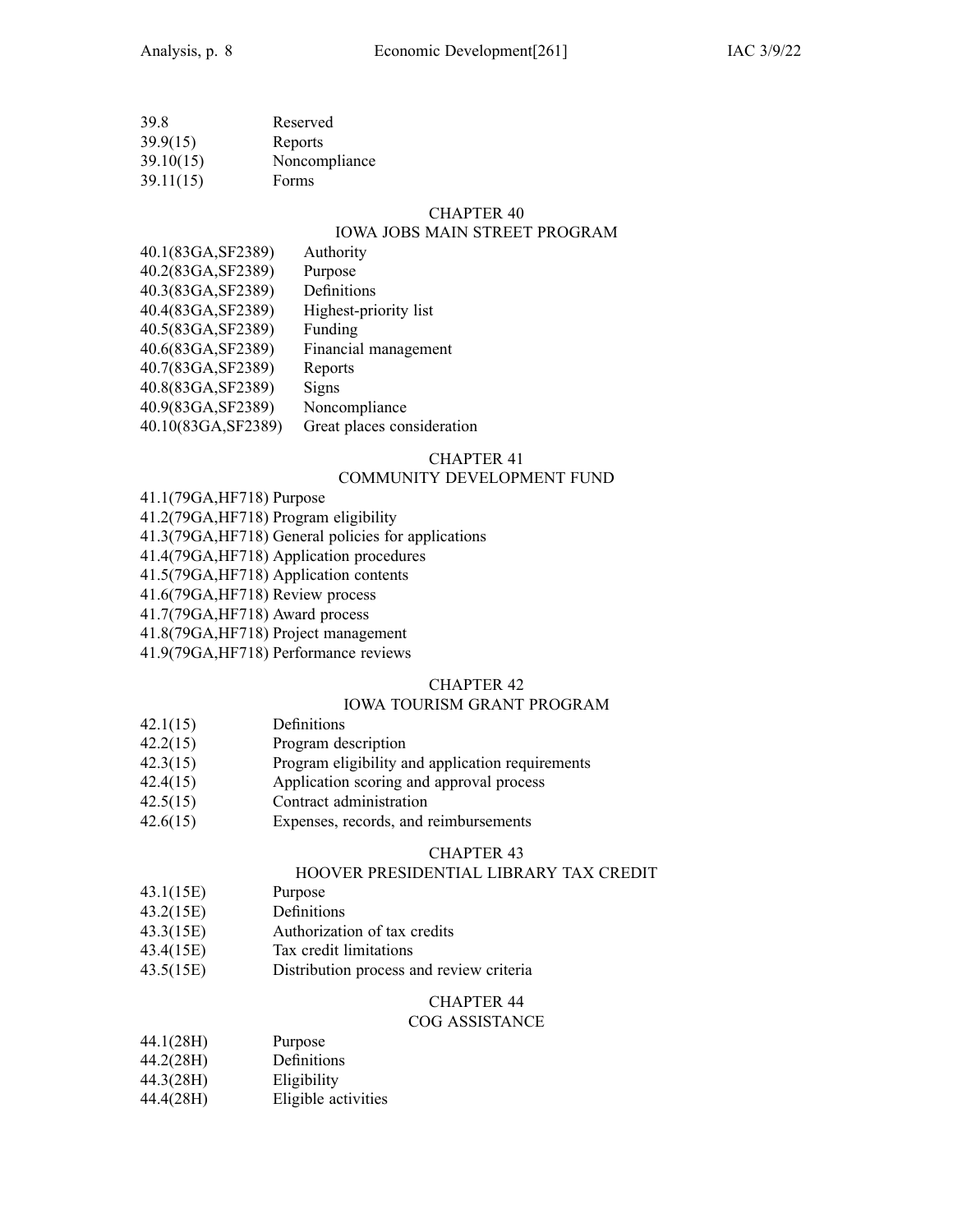39.8 Reserved
39.9(15) Reports
39.10(15) Noncompliance
39.11(15) Forms

## CHAPTER 40
## IOWA JOBS MAIN STREET PROGRAM

40.1(83GA,SF2389) Authority
40.2(83GA,SF2389) Purpose
40.3(83GA,SF2389) Definitions
40.4(83GA,SF2389) Highest-priority list
40.5(83GA,SF2389) Funding
40.6(83GA,SF2389) Financial management
40.7(83GA,SF2389) Reports
40.8(83GA,SF2389) Signs
40.9(83GA,SF2389) Noncompliance
40.10(83GA,SF2389) Great places consideration

## CHAPTER 41
## COMMUNITY DEVELOPMENT FUND

41.1(79GA,HF718) Purpose
41.2(79GA,HF718) Program eligibility
41.3(79GA,HF718) General policies for applications
41.4(79GA,HF718) Application procedures
41.5(79GA,HF718) Application contents
41.6(79GA,HF718) Review process
41.7(79GA,HF718) Award process
41.8(79GA,HF718) Project management
41.9(79GA,HF718) Performance reviews

## CHAPTER 42
## IOWA TOURISM GRANT PROGRAM

42.1(15) Definitions
42.2(15) Program description
42.3(15) Program eligibility and application requirements
42.4(15) Application scoring and approval process
42.5(15) Contract administration
42.6(15) Expenses, records, and reimbursements

## CHAPTER 43
## HOOVER PRESIDENTIAL LIBRARY TAX CREDIT

43.1(15E) Purpose
43.2(15E) Definitions
43.3(15E) Authorization of tax credits
43.4(15E) Tax credit limitations
43.5(15E) Distribution process and review criteria

## CHAPTER 44
## COG ASSISTANCE

44.1(28H) Purpose
44.2(28H) Definitions
44.3(28H) Eligibility
44.4(28H) Eligible activities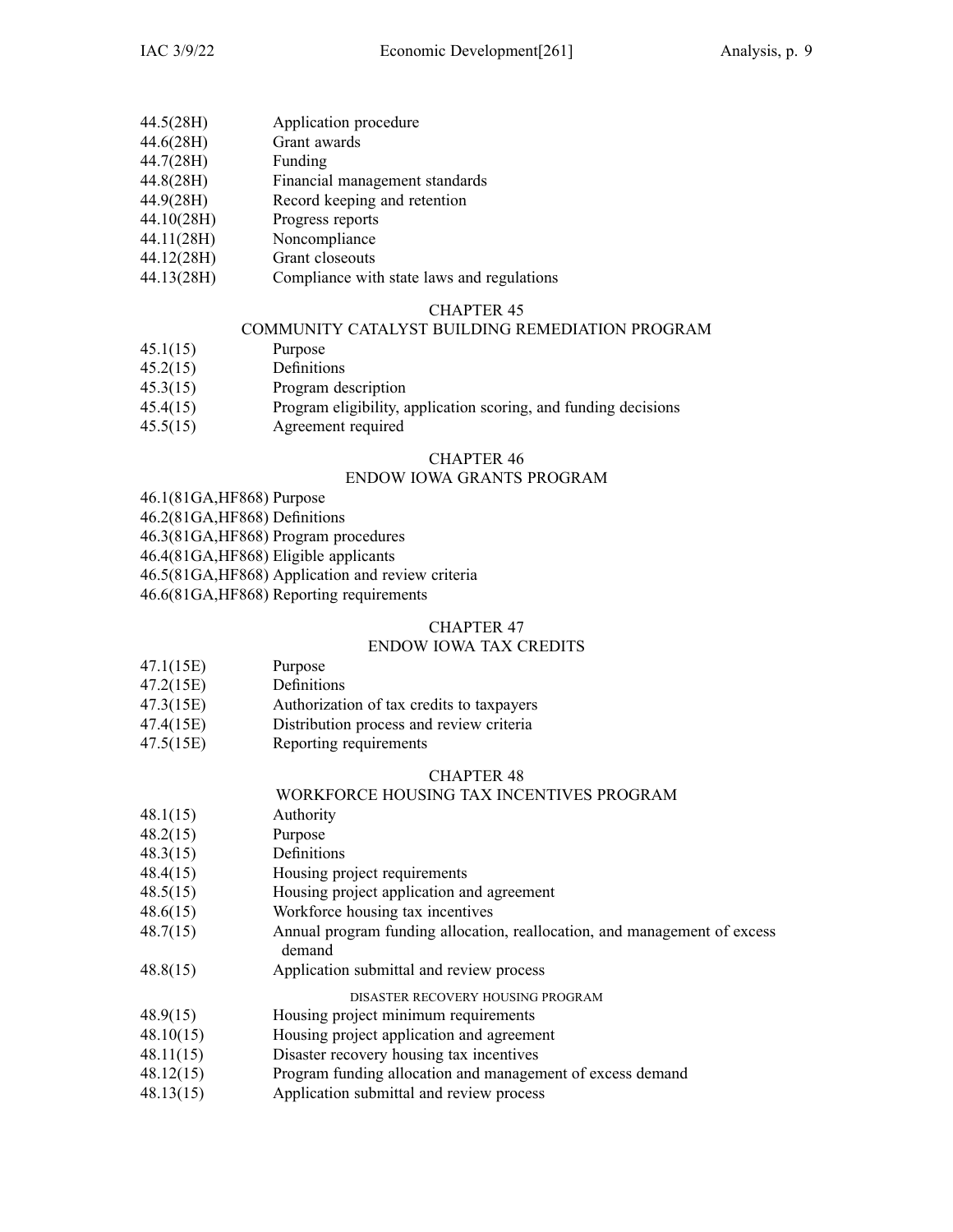44.5(28H) Application procedure
44.6(28H) Grant awards
44.7(28H) Funding
44.8(28H) Financial management standards
44.9(28H) Record keeping and retention
44.10(28H) Progress reports
44.11(28H) Noncompliance
44.12(28H) Grant closeouts
44.13(28H) Compliance with state laws and regulations

## CHAPTER 45
## COMMUNITY CATALYST BUILDING REMEDIATION PROGRAM

45.1(15) Purpose
45.2(15) Definitions
45.3(15) Program description
45.4(15) Program eligibility, application scoring, and funding decisions
45.5(15) Agreement required

## CHAPTER 46
## ENDOW IOWA GRANTS PROGRAM

46.1(81GA,HF868) Purpose
46.2(81GA,HF868) Definitions
46.3(81GA,HF868) Program procedures
46.4(81GA,HF868) Eligible applicants
46.5(81GA,HF868) Application and review criteria
46.6(81GA,HF868) Reporting requirements

## CHAPTER 47
## ENDOW IOWA TAX CREDITS

47.1(15E) Purpose
47.2(15E) Definitions
47.3(15E) Authorization of tax credits to taxpayers
47.4(15E) Distribution process and review criteria
47.5(15E) Reporting requirements

## CHAPTER 48
## WORKFORCE HOUSING TAX INCENTIVES PROGRAM

48.1(15) Authority
48.2(15) Purpose
48.3(15) Definitions
48.4(15) Housing project requirements
48.5(15) Housing project application and agreement
48.6(15) Workforce housing tax incentives
48.7(15) Annual program funding allocation, reallocation, and management of excess demand
48.8(15) Application submittal and review process

DISASTER RECOVERY HOUSING PROGRAM

48.9(15) Housing project minimum requirements
48.10(15) Housing project application and agreement
48.11(15) Disaster recovery housing tax incentives
48.12(15) Program funding allocation and management of excess demand
48.13(15) Application submittal and review process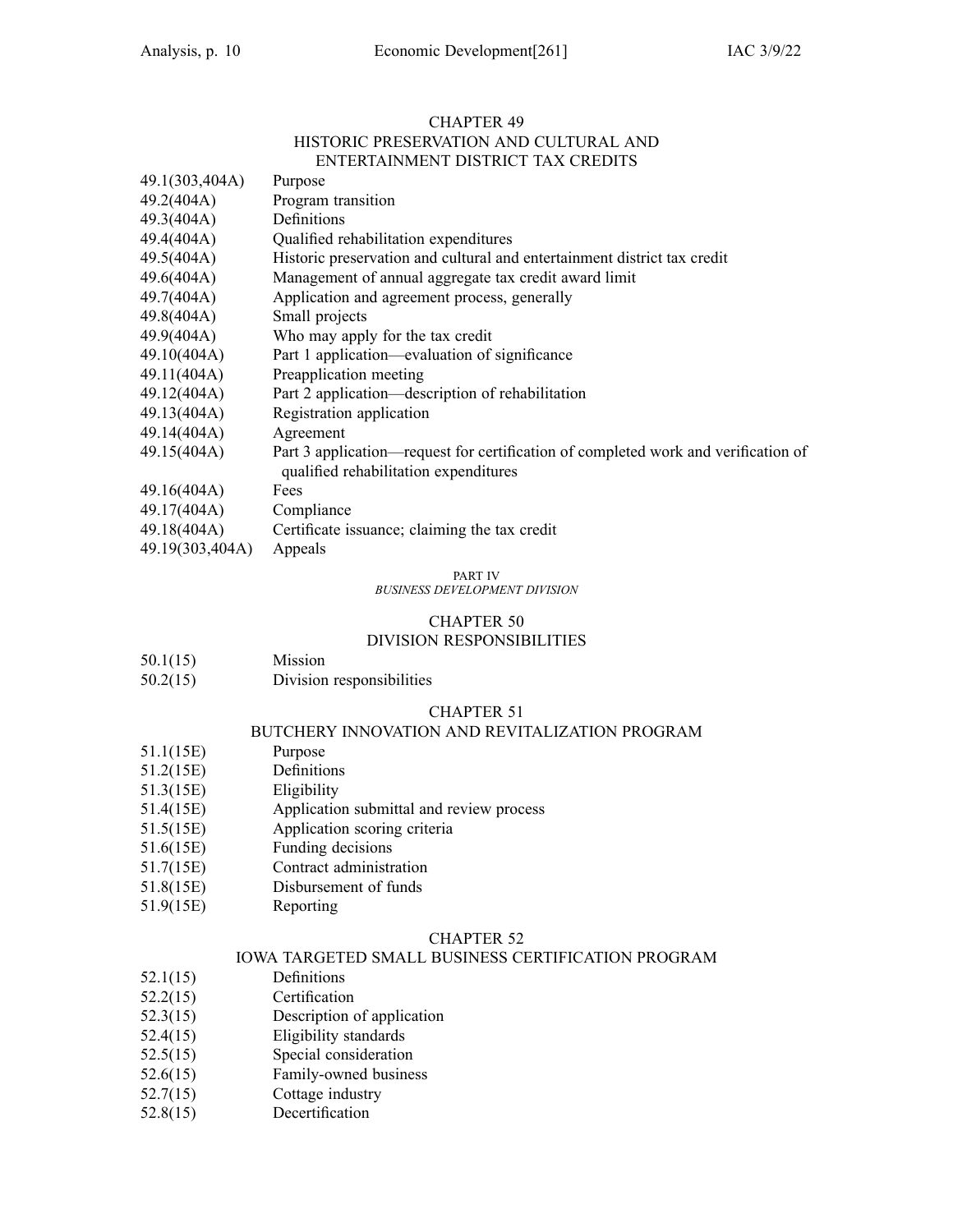## CHAPTER 49
## HISTORIC PRESERVATION AND CULTURAL AND ENTERTAINMENT DISTRICT TAX CREDITS

| | |
|---|---|
| 49.1(303,404A) | Purpose |
| 49.2(404A) | Program transition |
| 49.3(404A) | Definitions |
| 49.4(404A) | Qualified rehabilitation expenditures |
| 49.5(404A) | Historic preservation and cultural and entertainment district tax credit |
| 49.6(404A) | Management of annual aggregate tax credit award limit |
| 49.7(404A) | Application and agreement process, generally |
| 49.8(404A) | Small projects |
| 49.9(404A) | Who may apply for the tax credit |
| 49.10(404A) | Part 1 application—evaluation of significance |
| 49.11(404A) | Preapplication meeting |
| 49.12(404A) | Part 2 application—description of rehabilitation |
| 49.13(404A) | Registration application |
| 49.14(404A) | Agreement |
| 49.15(404A) | Part 3 application—request for certification of completed work and verification of qualified rehabilitation expenditures |
| 49.16(404A) | Fees |
| 49.17(404A) | Compliance |
| 49.18(404A) | Certificate issuance; claiming the tax credit |
| 49.19(303,404A) | Appeals |

PART IV
*BUSINESS DEVELOPMENT DIVISION*

## CHAPTER 50
## DIVISION RESPONSIBILITIES

| | |
|---|---|
| 50.1(15) | Mission |
| 50.2(15) | Division responsibilities |

## CHAPTER 51
## BUTCHERY INNOVATION AND REVITALIZATION PROGRAM

| | |
|---|---|
| 51.1(15E) | Purpose |
| 51.2(15E) | Definitions |
| 51.3(15E) | Eligibility |
| 51.4(15E) | Application submittal and review process |
| 51.5(15E) | Application scoring criteria |
| 51.6(15E) | Funding decisions |
| 51.7(15E) | Contract administration |
| 51.8(15E) | Disbursement of funds |
| 51.9(15E) | Reporting |

## CHAPTER 52
## IOWA TARGETED SMALL BUSINESS CERTIFICATION PROGRAM

| | |
|---|---|
| 52.1(15) | Definitions |
| 52.2(15) | Certification |
| 52.3(15) | Description of application |
| 52.4(15) | Eligibility standards |
| 52.5(15) | Special consideration |
| 52.6(15) | Family-owned business |
| 52.7(15) | Cottage industry |
| 52.8(15) | Decertification |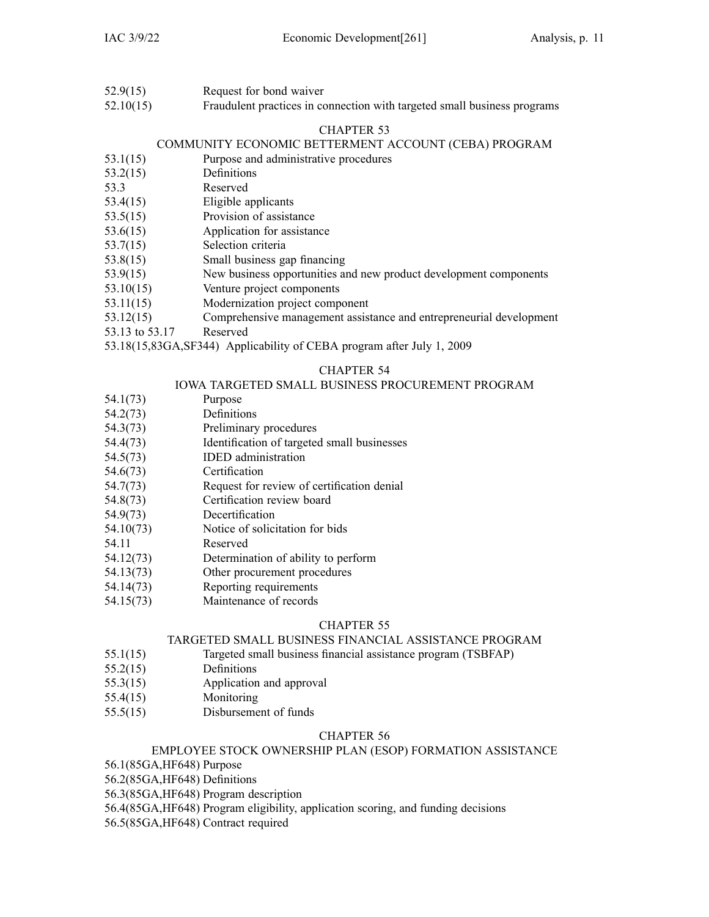52.9(15) Request for bond waiver
52.10(15) Fraudulent practices in connection with targeted small business programs

## CHAPTER 53
## COMMUNITY ECONOMIC BETTERMENT ACCOUNT (CEBA) PROGRAM

53.1(15) Purpose and administrative procedures
53.2(15) Definitions
53.3 Reserved
53.4(15) Eligible applicants
53.5(15) Provision of assistance
53.6(15) Application for assistance
53.7(15) Selection criteria
53.8(15) Small business gap financing
53.9(15) New business opportunities and new product development components
53.10(15) Venture project components
53.11(15) Modernization project component
53.12(15) Comprehensive management assistance and entrepreneurial development
53.13 to 53.17 Reserved
53.18(15,83GA,SF344) Applicability of CEBA program after July 1, 2009

## CHAPTER 54
## IOWA TARGETED SMALL BUSINESS PROCUREMENT PROGRAM

54.1(73) Purpose
54.2(73) Definitions
54.3(73) Preliminary procedures
54.4(73) Identification of targeted small businesses
54.5(73) IDED administration
54.6(73) Certification
54.7(73) Request for review of certification denial
54.8(73) Certification review board
54.9(73) Decertification
54.10(73) Notice of solicitation for bids
54.11 Reserved
54.12(73) Determination of ability to perform
54.13(73) Other procurement procedures
54.14(73) Reporting requirements
54.15(73) Maintenance of records

## CHAPTER 55
## TARGETED SMALL BUSINESS FINANCIAL ASSISTANCE PROGRAM

55.1(15) Targeted small business financial assistance program (TSBFAP)
55.2(15) Definitions
55.3(15) Application and approval
55.4(15) Monitoring
55.5(15) Disbursement of funds

## CHAPTER 56
## EMPLOYEE STOCK OWNERSHIP PLAN (ESOP) FORMATION ASSISTANCE

56.1(85GA,HF648) Purpose
56.2(85GA,HF648) Definitions
56.3(85GA,HF648) Program description
56.4(85GA,HF648) Program eligibility, application scoring, and funding decisions
56.5(85GA,HF648) Contract required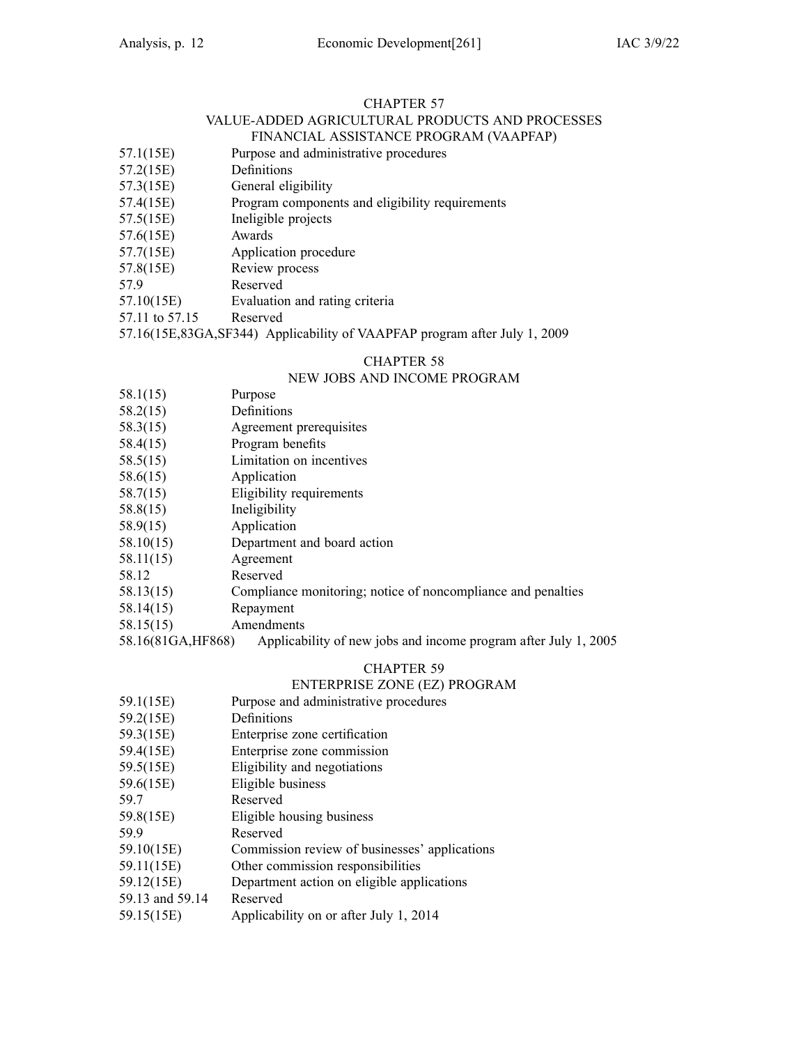## CHAPTER 57
## VALUE-ADDED AGRICULTURAL PRODUCTS AND PROCESSES FINANCIAL ASSISTANCE PROGRAM (VAAPFAP)

57.1(15E) Purpose and administrative procedures
57.2(15E) Definitions
57.3(15E) General eligibility
57.4(15E) Program components and eligibility requirements
57.5(15E) Ineligible projects
57.6(15E) Awards
57.7(15E) Application procedure
57.8(15E) Review process
57.9 Reserved
57.10(15E) Evaluation and rating criteria
57.11 to 57.15 Reserved
57.16(15E,83GA,SF344) Applicability of VAAPFAP program after July 1, 2009

## CHAPTER 58
## NEW JOBS AND INCOME PROGRAM

58.1(15) Purpose
58.2(15) Definitions
58.3(15) Agreement prerequisites
58.4(15) Program benefits
58.5(15) Limitation on incentives
58.6(15) Application
58.7(15) Eligibility requirements
58.8(15) Ineligibility
58.9(15) Application
58.10(15) Department and board action
58.11(15) Agreement
58.12 Reserved
58.13(15) Compliance monitoring; notice of noncompliance and penalties
58.14(15) Repayment
58.15(15) Amendments
58.16(81GA,HF868) Applicability of new jobs and income program after July 1, 2005

## CHAPTER 59
## ENTERPRISE ZONE (EZ) PROGRAM

59.1(15E) Purpose and administrative procedures
59.2(15E) Definitions
59.3(15E) Enterprise zone certification
59.4(15E) Enterprise zone commission
59.5(15E) Eligibility and negotiations
59.6(15E) Eligible business
59.7 Reserved
59.8(15E) Eligible housing business
59.9 Reserved
59.10(15E) Commission review of businesses' applications
59.11(15E) Other commission responsibilities
59.12(15E) Department action on eligible applications
59.13 and 59.14 Reserved
59.15(15E) Applicability on or after July 1, 2014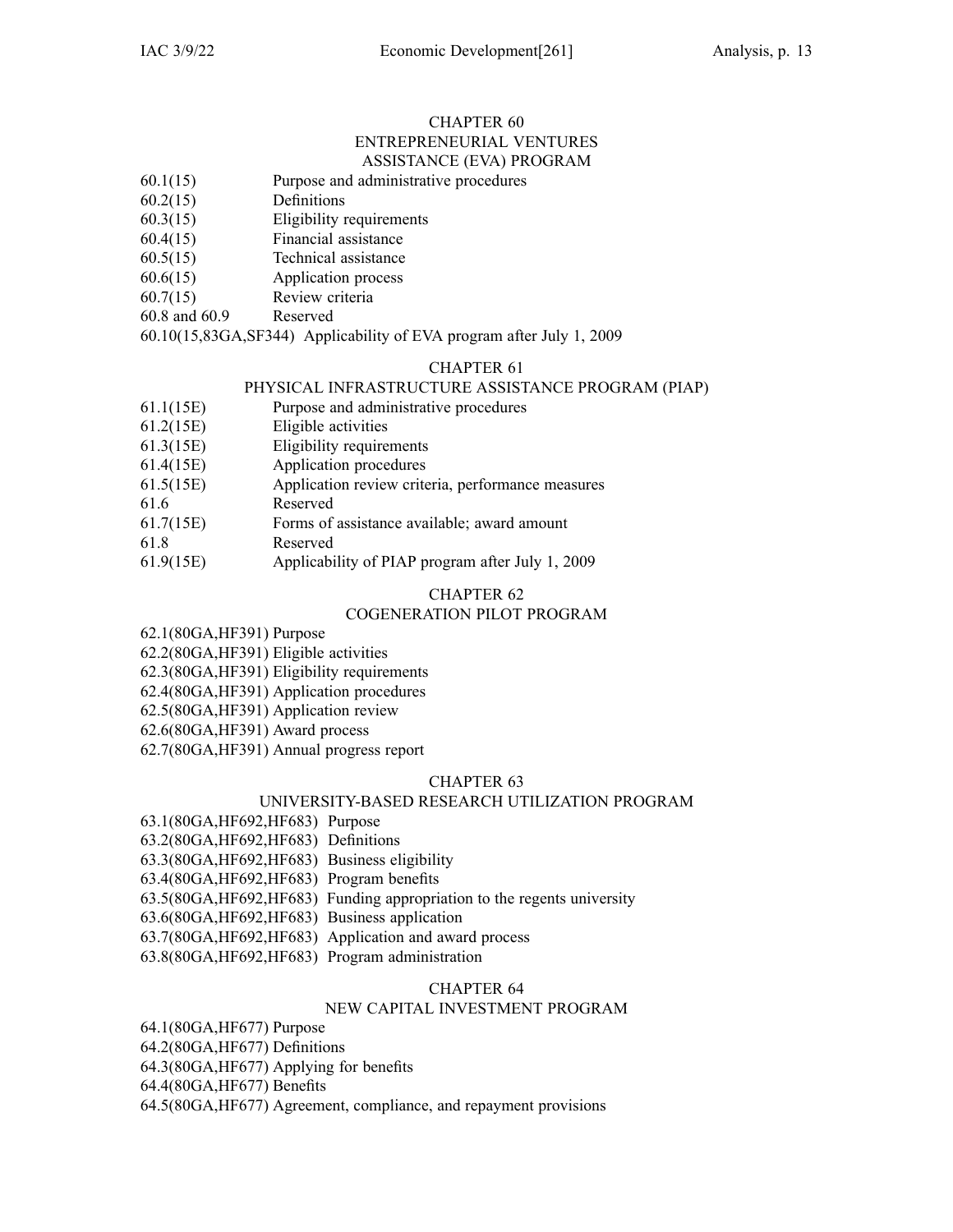## CHAPTER 60
## ENTREPRENEURIAL VENTURES ASSISTANCE (EVA) PROGRAM

60.1(15) Purpose and administrative procedures
60.2(15) Definitions
60.3(15) Eligibility requirements
60.4(15) Financial assistance
60.5(15) Technical assistance
60.6(15) Application process
60.7(15) Review criteria
60.8 and 60.9 Reserved
60.10(15,83GA,SF344) Applicability of EVA program after July 1, 2009

## CHAPTER 61
## PHYSICAL INFRASTRUCTURE ASSISTANCE PROGRAM (PIAP)

61.1(15E) Purpose and administrative procedures
61.2(15E) Eligible activities
61.3(15E) Eligibility requirements
61.4(15E) Application procedures
61.5(15E) Application review criteria, performance measures
61.6 Reserved
61.7(15E) Forms of assistance available; award amount
61.8 Reserved
61.9(15E) Applicability of PIAP program after July 1, 2009

## CHAPTER 62
## COGENERATION PILOT PROGRAM

62.1(80GA,HF391) Purpose
62.2(80GA,HF391) Eligible activities
62.3(80GA,HF391) Eligibility requirements
62.4(80GA,HF391) Application procedures
62.5(80GA,HF391) Application review
62.6(80GA,HF391) Award process
62.7(80GA,HF391) Annual progress report

## CHAPTER 63
## UNIVERSITY-BASED RESEARCH UTILIZATION PROGRAM

63.1(80GA,HF692,HF683) Purpose
63.2(80GA,HF692,HF683) Definitions
63.3(80GA,HF692,HF683) Business eligibility
63.4(80GA,HF692,HF683) Program benefits
63.5(80GA,HF692,HF683) Funding appropriation to the regents university
63.6(80GA,HF692,HF683) Business application
63.7(80GA,HF692,HF683) Application and award process
63.8(80GA,HF692,HF683) Program administration

## CHAPTER 64
## NEW CAPITAL INVESTMENT PROGRAM

64.1(80GA,HF677) Purpose
64.2(80GA,HF677) Definitions
64.3(80GA,HF677) Applying for benefits
64.4(80GA,HF677) Benefits
64.5(80GA,HF677) Agreement, compliance, and repayment provisions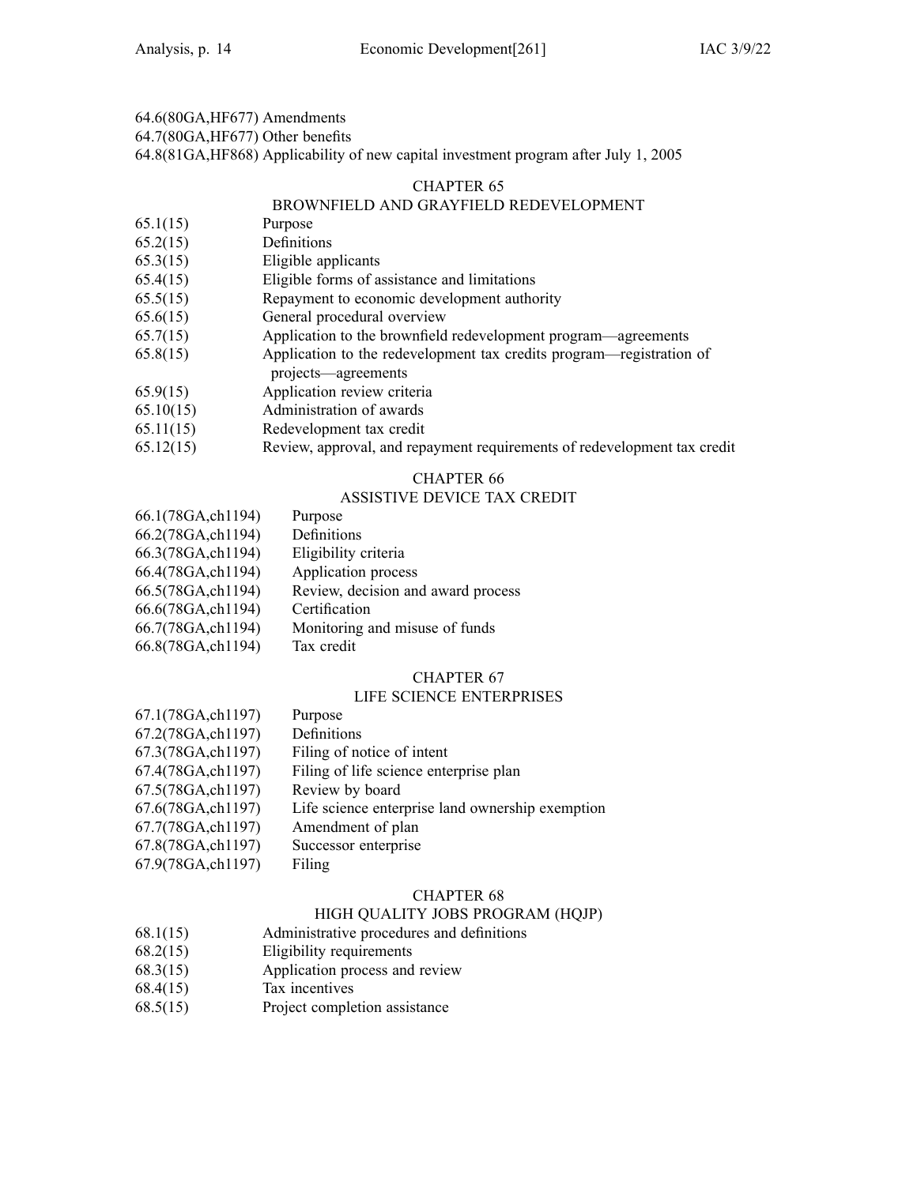64.6(80GA,HF677) Amendments
64.7(80GA,HF677) Other benefits
64.8(81GA,HF868) Applicability of new capital investment program after July 1, 2005

## CHAPTER 65
## BROWNFIELD AND GRAYFIELD REDEVELOPMENT

65.1(15) Purpose
65.2(15) Definitions
65.3(15) Eligible applicants
65.4(15) Eligible forms of assistance and limitations
65.5(15) Repayment to economic development authority
65.6(15) General procedural overview
65.7(15) Application to the brownfield redevelopment program—agreements
65.8(15) Application to the redevelopment tax credits program—registration of projects—agreements
65.9(15) Application review criteria
65.10(15) Administration of awards
65.11(15) Redevelopment tax credit
65.12(15) Review, approval, and repayment requirements of redevelopment tax credit

## CHAPTER 66
## ASSISTIVE DEVICE TAX CREDIT

66.1(78GA,ch1194) Purpose
66.2(78GA,ch1194) Definitions
66.3(78GA,ch1194) Eligibility criteria
66.4(78GA,ch1194) Application process
66.5(78GA,ch1194) Review, decision and award process
66.6(78GA,ch1194) Certification
66.7(78GA,ch1194) Monitoring and misuse of funds
66.8(78GA,ch1194) Tax credit

## CHAPTER 67
## LIFE SCIENCE ENTERPRISES

67.1(78GA,ch1197) Purpose
67.2(78GA,ch1197) Definitions
67.3(78GA,ch1197) Filing of notice of intent
67.4(78GA,ch1197) Filing of life science enterprise plan
67.5(78GA,ch1197) Review by board
67.6(78GA,ch1197) Life science enterprise land ownership exemption
67.7(78GA,ch1197) Amendment of plan
67.8(78GA,ch1197) Successor enterprise
67.9(78GA,ch1197) Filing

## CHAPTER 68
## HIGH QUALITY JOBS PROGRAM (HQJP)

68.1(15) Administrative procedures and definitions
68.2(15) Eligibility requirements
68.3(15) Application process and review
68.4(15) Tax incentives
68.5(15) Project completion assistance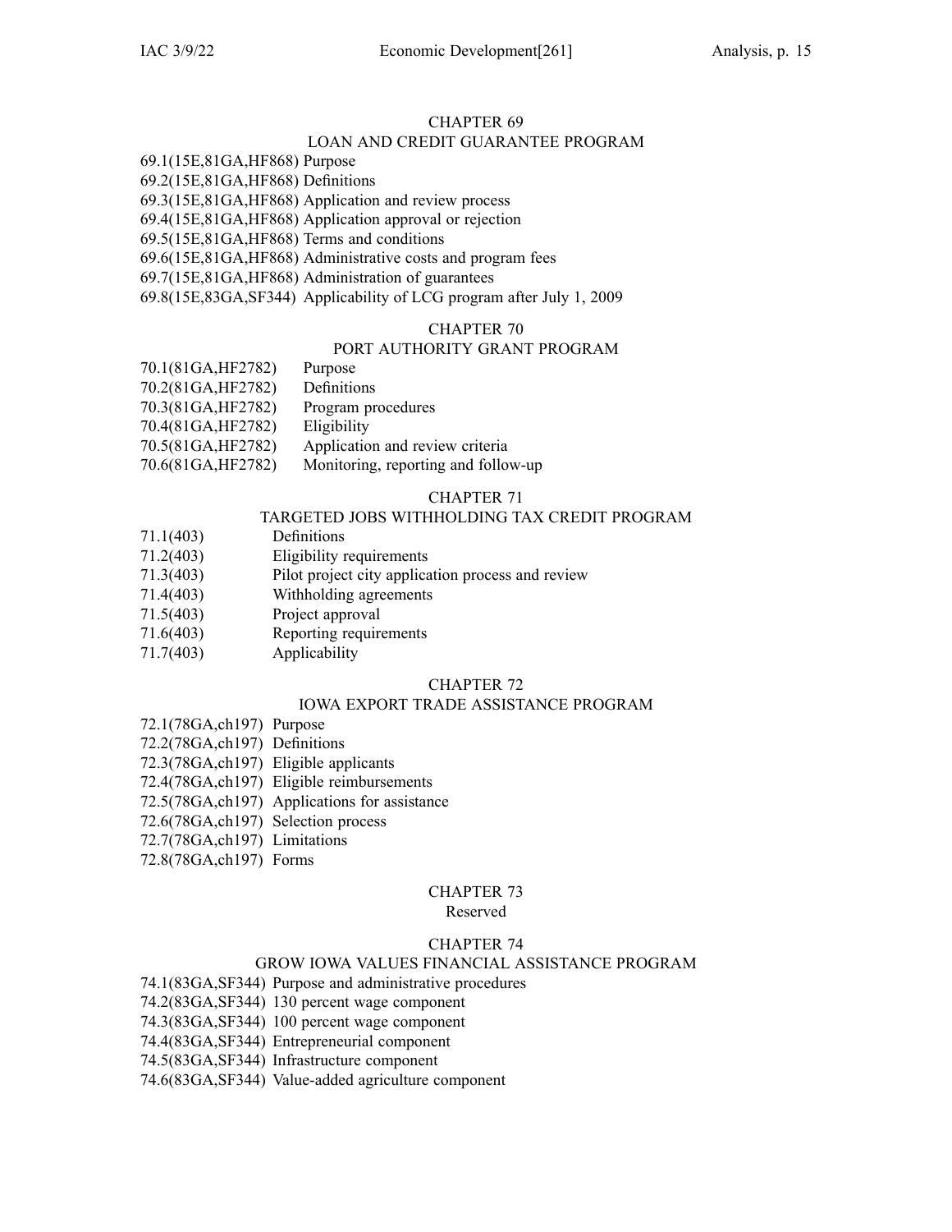## CHAPTER 69
### LOAN AND CREDIT GUARANTEE PROGRAM

69.1(15E,81GA,HF868) Purpose
69.2(15E,81GA,HF868) Definitions
69.3(15E,81GA,HF868) Application and review process
69.4(15E,81GA,HF868) Application approval or rejection
69.5(15E,81GA,HF868) Terms and conditions
69.6(15E,81GA,HF868) Administrative costs and program fees
69.7(15E,81GA,HF868) Administration of guarantees
69.8(15E,83GA,SF344) Applicability of LCG program after July 1, 2009

## CHAPTER 70
### PORT AUTHORITY GRANT PROGRAM

70.1(81GA,HF2782) Purpose
70.2(81GA,HF2782) Definitions
70.3(81GA,HF2782) Program procedures
70.4(81GA,HF2782) Eligibility
70.5(81GA,HF2782) Application and review criteria
70.6(81GA,HF2782) Monitoring, reporting and follow-up

## CHAPTER 71
### TARGETED JOBS WITHHOLDING TAX CREDIT PROGRAM

71.1(403) Definitions
71.2(403) Eligibility requirements
71.3(403) Pilot project city application process and review
71.4(403) Withholding agreements
71.5(403) Project approval
71.6(403) Reporting requirements
71.7(403) Applicability

## CHAPTER 72
### IOWA EXPORT TRADE ASSISTANCE PROGRAM

72.1(78GA,ch197) Purpose
72.2(78GA,ch197) Definitions
72.3(78GA,ch197) Eligible applicants
72.4(78GA,ch197) Eligible reimbursements
72.5(78GA,ch197) Applications for assistance
72.6(78GA,ch197) Selection process
72.7(78GA,ch197) Limitations
72.8(78GA,ch197) Forms

## CHAPTER 73
Reserved

## CHAPTER 74
### GROW IOWA VALUES FINANCIAL ASSISTANCE PROGRAM

74.1(83GA,SF344) Purpose and administrative procedures
74.2(83GA,SF344) 130 percent wage component
74.3(83GA,SF344) 100 percent wage component
74.4(83GA,SF344) Entrepreneurial component
74.5(83GA,SF344) Infrastructure component
74.6(83GA,SF344) Value-added agriculture component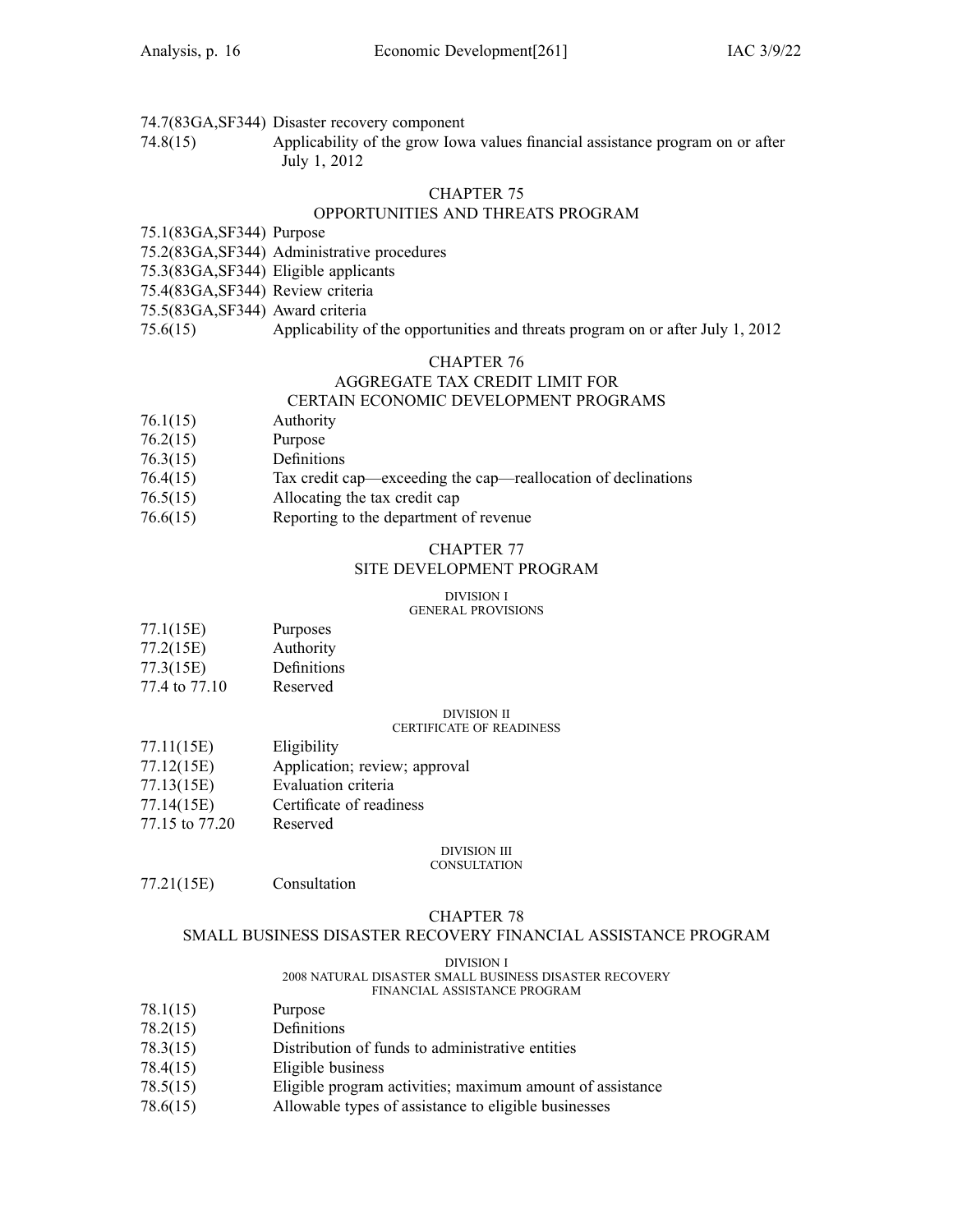74.7(83GA,SF344) Disaster recovery component

74.8(15) Applicability of the grow Iowa values financial assistance program on or after July 1, 2012

## CHAPTER 75
## OPPORTUNITIES AND THREATS PROGRAM

75.1(83GA,SF344) Purpose

75.2(83GA,SF344) Administrative procedures

75.3(83GA,SF344) Eligible applicants

75.4(83GA,SF344) Review criteria

75.5(83GA,SF344) Award criteria

75.6(15) Applicability of the opportunities and threats program on or after July 1, 2012

## CHAPTER 76
## AGGREGATE TAX CREDIT LIMIT FOR CERTAIN ECONOMIC DEVELOPMENT PROGRAMS

76.1(15) Authority

76.2(15) Purpose

76.3(15) Definitions

76.4(15) Tax credit cap—exceeding the cap—reallocation of declinations

76.5(15) Allocating the tax credit cap

76.6(15) Reporting to the department of revenue

## CHAPTER 77
## SITE DEVELOPMENT PROGRAM

### DIVISION I
### GENERAL PROVISIONS

77.1(15E) Purposes

77.2(15E) Authority

77.3(15E) Definitions

77.4 to 77.10 Reserved

### DIVISION II
### CERTIFICATE OF READINESS

77.11(15E) Eligibility

77.12(15E) Application; review; approval

77.13(15E) Evaluation criteria

77.14(15E) Certificate of readiness

77.15 to 77.20 Reserved

### DIVISION III
### CONSULTATION

77.21(15E) Consultation

## CHAPTER 78
## SMALL BUSINESS DISASTER RECOVERY FINANCIAL ASSISTANCE PROGRAM

### DIVISION I
### 2008 NATURAL DISASTER SMALL BUSINESS DISASTER RECOVERY FINANCIAL ASSISTANCE PROGRAM

78.1(15) Purpose

78.2(15) Definitions

78.3(15) Distribution of funds to administrative entities

78.4(15) Eligible business

78.5(15) Eligible program activities; maximum amount of assistance

78.6(15) Allowable types of assistance to eligible businesses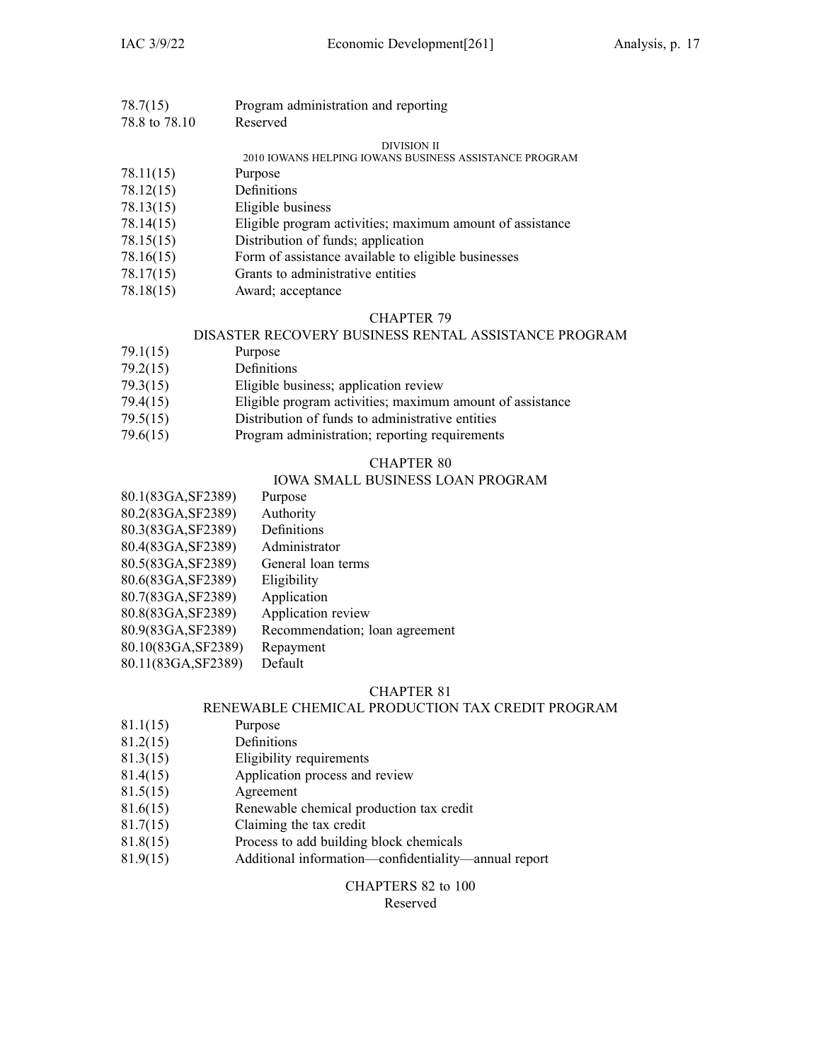78.7(15) Program administration and reporting
78.8 to 78.10 Reserved

DIVISION II
2010 IOWANS HELPING IOWANS BUSINESS ASSISTANCE PROGRAM

78.11(15) Purpose
78.12(15) Definitions
78.13(15) Eligible business
78.14(15) Eligible program activities; maximum amount of assistance
78.15(15) Distribution of funds; application
78.16(15) Form of assistance available to eligible businesses
78.17(15) Grants to administrative entities
78.18(15) Award; acceptance

## CHAPTER 79
## DISASTER RECOVERY BUSINESS RENTAL ASSISTANCE PROGRAM

79.1(15) Purpose
79.2(15) Definitions
79.3(15) Eligible business; application review
79.4(15) Eligible program activities; maximum amount of assistance
79.5(15) Distribution of funds to administrative entities
79.6(15) Program administration; reporting requirements

## CHAPTER 80
## IOWA SMALL BUSINESS LOAN PROGRAM

80.1(83GA,SF2389) Purpose
80.2(83GA,SF2389) Authority
80.3(83GA,SF2389) Definitions
80.4(83GA,SF2389) Administrator
80.5(83GA,SF2389) General loan terms
80.6(83GA,SF2389) Eligibility
80.7(83GA,SF2389) Application
80.8(83GA,SF2389) Application review
80.9(83GA,SF2389) Recommendation; loan agreement
80.10(83GA,SF2389) Repayment
80.11(83GA,SF2389) Default

## CHAPTER 81
## RENEWABLE CHEMICAL PRODUCTION TAX CREDIT PROGRAM

81.1(15) Purpose
81.2(15) Definitions
81.3(15) Eligibility requirements
81.4(15) Application process and review
81.5(15) Agreement
81.6(15) Renewable chemical production tax credit
81.7(15) Claiming the tax credit
81.8(15) Process to add building block chemicals
81.9(15) Additional information—confidentiality—annual report

## CHAPTERS 82 to 100
Reserved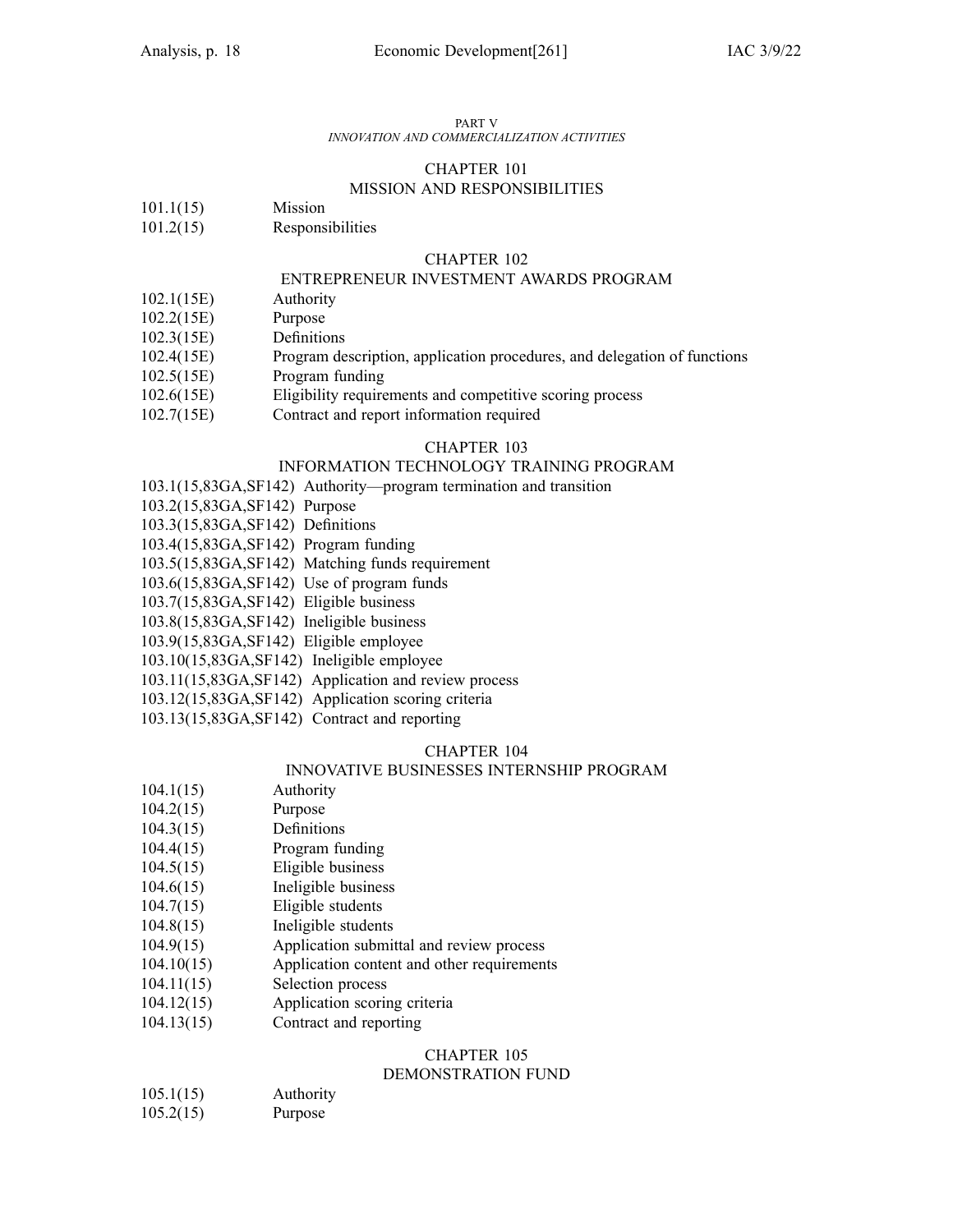PART V

*INNOVATION AND COMMERCIALIZATION ACTIVITIES*

## CHAPTER 101
## MISSION AND RESPONSIBILITIES

101.1(15) Mission
101.2(15) Responsibilities

## CHAPTER 102
## ENTREPRENEUR INVESTMENT AWARDS PROGRAM

102.1(15E) Authority
102.2(15E) Purpose
102.3(15E) Definitions
102.4(15E) Program description, application procedures, and delegation of functions
102.5(15E) Program funding
102.6(15E) Eligibility requirements and competitive scoring process
102.7(15E) Contract and report information required

## CHAPTER 103
## INFORMATION TECHNOLOGY TRAINING PROGRAM

103.1(15,83GA,SF142) Authority—program termination and transition
103.2(15,83GA,SF142) Purpose
103.3(15,83GA,SF142) Definitions
103.4(15,83GA,SF142) Program funding
103.5(15,83GA,SF142) Matching funds requirement
103.6(15,83GA,SF142) Use of program funds
103.7(15,83GA,SF142) Eligible business
103.8(15,83GA,SF142) Ineligible business
103.9(15,83GA,SF142) Eligible employee
103.10(15,83GA,SF142) Ineligible employee
103.11(15,83GA,SF142) Application and review process
103.12(15,83GA,SF142) Application scoring criteria
103.13(15,83GA,SF142) Contract and reporting

## CHAPTER 104
## INNOVATIVE BUSINESSES INTERNSHIP PROGRAM

104.1(15) Authority
104.2(15) Purpose
104.3(15) Definitions
104.4(15) Program funding
104.5(15) Eligible business
104.6(15) Ineligible business
104.7(15) Eligible students
104.8(15) Ineligible students
104.9(15) Application submittal and review process
104.10(15) Application content and other requirements
104.11(15) Selection process
104.12(15) Application scoring criteria
104.13(15) Contract and reporting

## CHAPTER 105
## DEMONSTRATION FUND

105.1(15) Authority
105.2(15) Purpose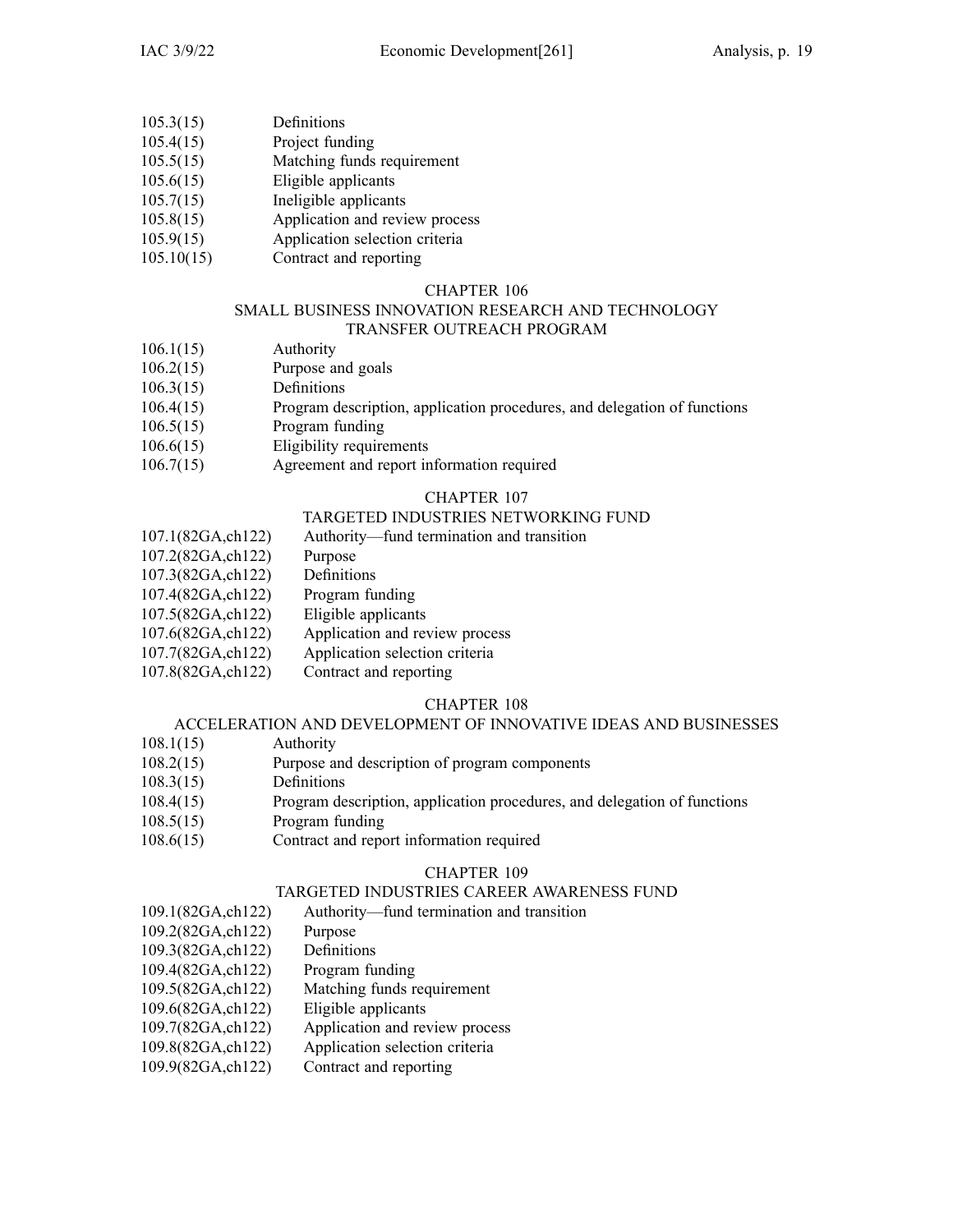105.3(15) Definitions
105.4(15) Project funding
105.5(15) Matching funds requirement
105.6(15) Eligible applicants
105.7(15) Ineligible applicants
105.8(15) Application and review process
105.9(15) Application selection criteria
105.10(15) Contract and reporting

## CHAPTER 106
## SMALL BUSINESS INNOVATION RESEARCH AND TECHNOLOGY TRANSFER OUTREACH PROGRAM

106.1(15) Authority
106.2(15) Purpose and goals
106.3(15) Definitions
106.4(15) Program description, application procedures, and delegation of functions
106.5(15) Program funding
106.6(15) Eligibility requirements
106.7(15) Agreement and report information required

## CHAPTER 107
## TARGETED INDUSTRIES NETWORKING FUND

107.1(82GA,ch122) Authority—fund termination and transition
107.2(82GA,ch122) Purpose
107.3(82GA,ch122) Definitions
107.4(82GA,ch122) Program funding
107.5(82GA,ch122) Eligible applicants
107.6(82GA,ch122) Application and review process
107.7(82GA,ch122) Application selection criteria
107.8(82GA,ch122) Contract and reporting

## CHAPTER 108
## ACCELERATION AND DEVELOPMENT OF INNOVATIVE IDEAS AND BUSINESSES

108.1(15) Authority
108.2(15) Purpose and description of program components
108.3(15) Definitions
108.4(15) Program description, application procedures, and delegation of functions
108.5(15) Program funding
108.6(15) Contract and report information required

## CHAPTER 109
## TARGETED INDUSTRIES CAREER AWARENESS FUND

109.1(82GA,ch122) Authority—fund termination and transition
109.2(82GA,ch122) Purpose
109.3(82GA,ch122) Definitions
109.4(82GA,ch122) Program funding
109.5(82GA,ch122) Matching funds requirement
109.6(82GA,ch122) Eligible applicants
109.7(82GA,ch122) Application and review process
109.8(82GA,ch122) Application selection criteria
109.9(82GA,ch122) Contract and reporting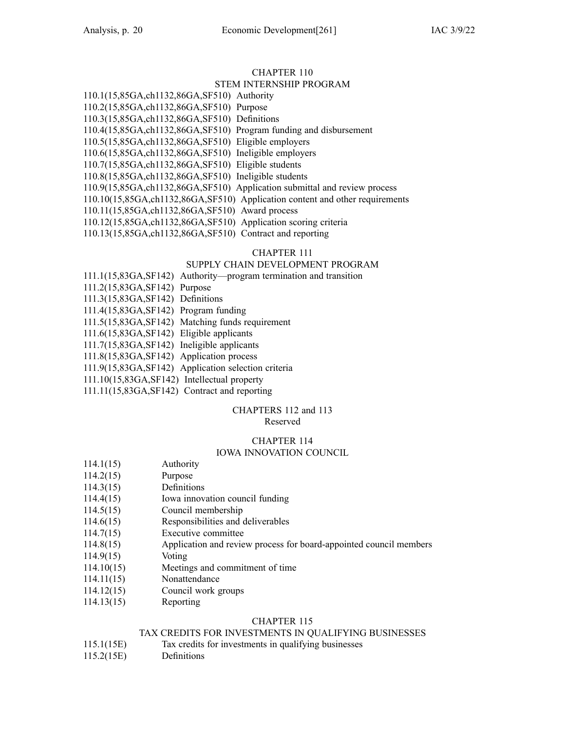## CHAPTER 110
## STEM INTERNSHIP PROGRAM

110.1(15,85GA,ch1132,86GA,SF510) Authority
110.2(15,85GA,ch1132,86GA,SF510) Purpose
110.3(15,85GA,ch1132,86GA,SF510) Definitions
110.4(15,85GA,ch1132,86GA,SF510) Program funding and disbursement
110.5(15,85GA,ch1132,86GA,SF510) Eligible employers
110.6(15,85GA,ch1132,86GA,SF510) Ineligible employers
110.7(15,85GA,ch1132,86GA,SF510) Eligible students
110.8(15,85GA,ch1132,86GA,SF510) Ineligible students
110.9(15,85GA,ch1132,86GA,SF510) Application submittal and review process
110.10(15,85GA,ch1132,86GA,SF510) Application content and other requirements
110.11(15,85GA,ch1132,86GA,SF510) Award process
110.12(15,85GA,ch1132,86GA,SF510) Application scoring criteria
110.13(15,85GA,ch1132,86GA,SF510) Contract and reporting

## CHAPTER 111
## SUPPLY CHAIN DEVELOPMENT PROGRAM

111.1(15,83GA,SF142) Authority—program termination and transition
111.2(15,83GA,SF142) Purpose
111.3(15,83GA,SF142) Definitions
111.4(15,83GA,SF142) Program funding
111.5(15,83GA,SF142) Matching funds requirement
111.6(15,83GA,SF142) Eligible applicants
111.7(15,83GA,SF142) Ineligible applicants
111.8(15,83GA,SF142) Application process
111.9(15,83GA,SF142) Application selection criteria
111.10(15,83GA,SF142) Intellectual property
111.11(15,83GA,SF142) Contract and reporting

## CHAPTERS 112 and 113
Reserved

## CHAPTER 114
## IOWA INNOVATION COUNCIL

114.1(15) Authority
114.2(15) Purpose
114.3(15) Definitions
114.4(15) Iowa innovation council funding
114.5(15) Council membership
114.6(15) Responsibilities and deliverables
114.7(15) Executive committee
114.8(15) Application and review process for board-appointed council members
114.9(15) Voting
114.10(15) Meetings and commitment of time
114.11(15) Nonattendance
114.12(15) Council work groups
114.13(15) Reporting

## CHAPTER 115
## TAX CREDITS FOR INVESTMENTS IN QUALIFYING BUSINESSES

115.1(15E) Tax credits for investments in qualifying businesses
115.2(15E) Definitions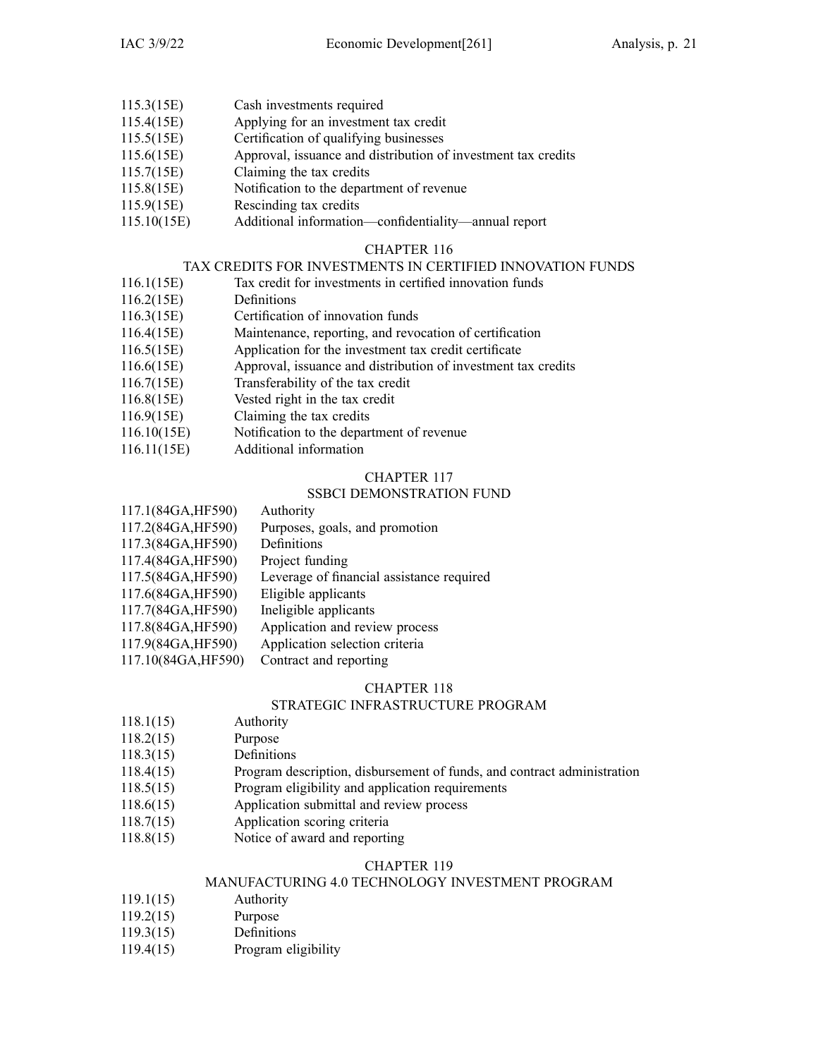115.3(15E) Cash investments required
115.4(15E) Applying for an investment tax credit
115.5(15E) Certification of qualifying businesses
115.6(15E) Approval, issuance and distribution of investment tax credits
115.7(15E) Claiming the tax credits
115.8(15E) Notification to the department of revenue
115.9(15E) Rescinding tax credits
115.10(15E) Additional information—confidentiality—annual report

## CHAPTER 116
## TAX CREDITS FOR INVESTMENTS IN CERTIFIED INNOVATION FUNDS

116.1(15E) Tax credit for investments in certified innovation funds
116.2(15E) Definitions
116.3(15E) Certification of innovation funds
116.4(15E) Maintenance, reporting, and revocation of certification
116.5(15E) Application for the investment tax credit certificate
116.6(15E) Approval, issuance and distribution of investment tax credits
116.7(15E) Transferability of the tax credit
116.8(15E) Vested right in the tax credit
116.9(15E) Claiming the tax credits
116.10(15E) Notification to the department of revenue
116.11(15E) Additional information

## CHAPTER 117
## SSBCI DEMONSTRATION FUND

117.1(84GA,HF590) Authority
117.2(84GA,HF590) Purposes, goals, and promotion
117.3(84GA,HF590) Definitions
117.4(84GA,HF590) Project funding
117.5(84GA,HF590) Leverage of financial assistance required
117.6(84GA,HF590) Eligible applicants
117.7(84GA,HF590) Ineligible applicants
117.8(84GA,HF590) Application and review process
117.9(84GA,HF590) Application selection criteria
117.10(84GA,HF590) Contract and reporting

## CHAPTER 118
## STRATEGIC INFRASTRUCTURE PROGRAM

118.1(15) Authority
118.2(15) Purpose
118.3(15) Definitions
118.4(15) Program description, disbursement of funds, and contract administration
118.5(15) Program eligibility and application requirements
118.6(15) Application submittal and review process
118.7(15) Application scoring criteria
118.8(15) Notice of award and reporting

## CHAPTER 119
## MANUFACTURING 4.0 TECHNOLOGY INVESTMENT PROGRAM

119.1(15) Authority
119.2(15) Purpose
119.3(15) Definitions
119.4(15) Program eligibility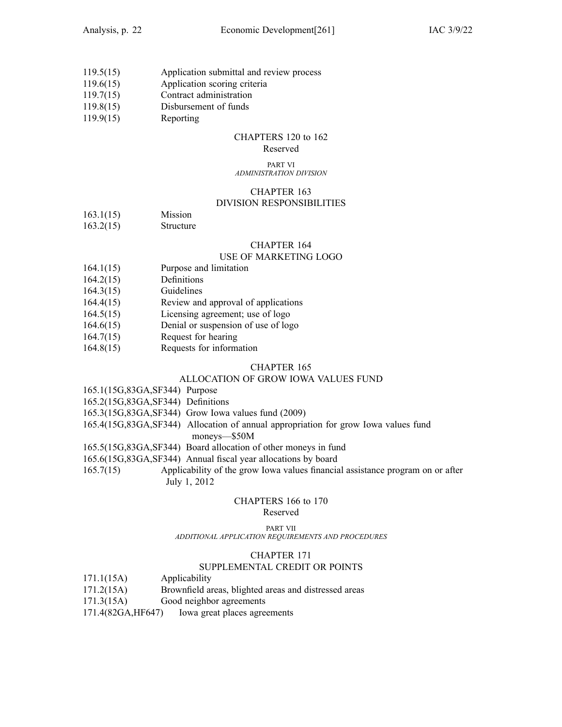119.5(15) Application submittal and review process
119.6(15) Application scoring criteria
119.7(15) Contract administration
119.8(15) Disbursement of funds
119.9(15) Reporting

CHAPTERS 120 to 162
Reserved

PART VI
*ADMINISTRATION DIVISION*

CHAPTER 163
DIVISION RESPONSIBILITIES

163.1(15) Mission
163.2(15) Structure

CHAPTER 164
USE OF MARKETING LOGO

164.1(15) Purpose and limitation
164.2(15) Definitions
164.3(15) Guidelines
164.4(15) Review and approval of applications
164.5(15) Licensing agreement; use of logo
164.6(15) Denial or suspension of use of logo
164.7(15) Request for hearing
164.8(15) Requests for information

CHAPTER 165
ALLOCATION OF GROW IOWA VALUES FUND

165.1(15G,83GA,SF344) Purpose
165.2(15G,83GA,SF344) Definitions
165.3(15G,83GA,SF344) Grow Iowa values fund (2009)
165.4(15G,83GA,SF344) Allocation of annual appropriation for grow Iowa values fund moneys—$50M
165.5(15G,83GA,SF344) Board allocation of other moneys in fund
165.6(15G,83GA,SF344) Annual fiscal year allocations by board
165.7(15) Applicability of the grow Iowa values financial assistance program on or after July 1, 2012

CHAPTERS 166 to 170
Reserved

PART VII
*ADDITIONAL APPLICATION REQUIREMENTS AND PROCEDURES*

CHAPTER 171
SUPPLEMENTAL CREDIT OR POINTS

171.1(15A) Applicability
171.2(15A) Brownfield areas, blighted areas and distressed areas
171.3(15A) Good neighbor agreements
171.4(82GA,HF647) Iowa great places agreements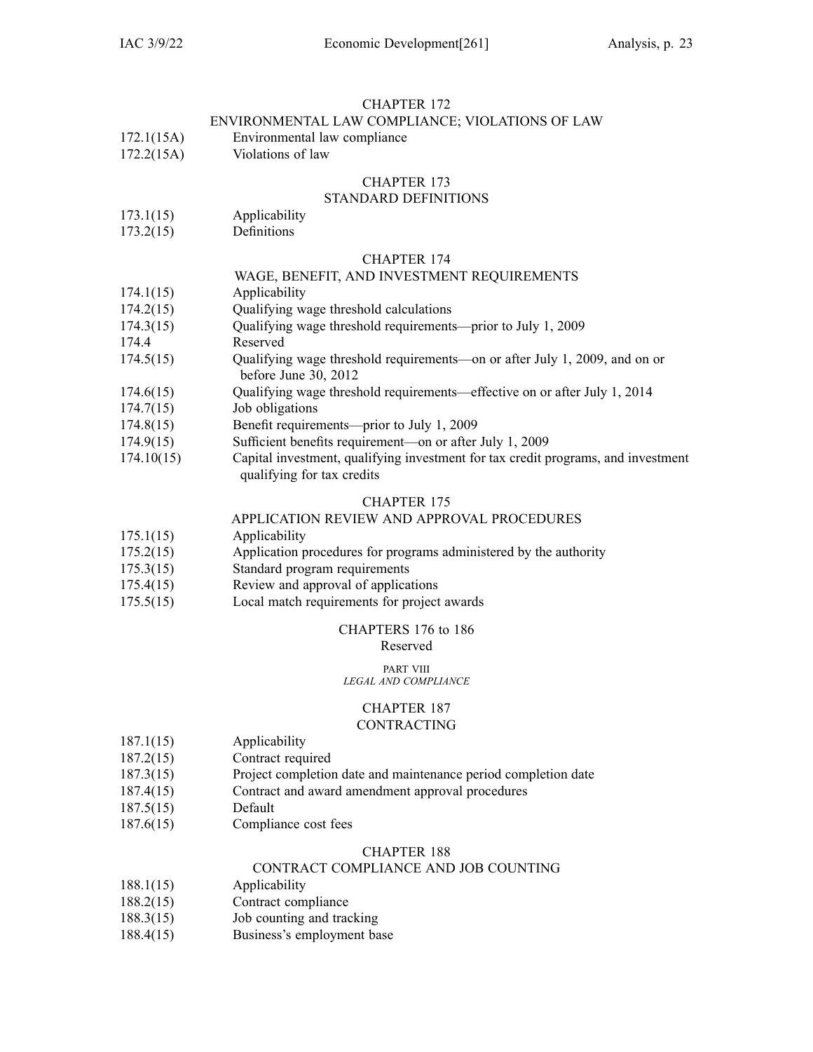## CHAPTER 172
## ENVIRONMENTAL LAW COMPLIANCE; VIOLATIONS OF LAW

| | |
|---|---|
| 172.1(15A) | Environmental law compliance |
| 172.2(15A) | Violations of law |

## CHAPTER 173
## STANDARD DEFINITIONS

| | |
|---|---|
| 173.1(15) | Applicability |
| 173.2(15) | Definitions |

## CHAPTER 174
## WAGE, BENEFIT, AND INVESTMENT REQUIREMENTS

| | |
|---|---|
| 174.1(15) | Applicability |
| 174.2(15) | Qualifying wage threshold calculations |
| 174.3(15) | Qualifying wage threshold requirements—prior to July 1, 2009 |
| 174.4 | Reserved |
| 174.5(15) | Qualifying wage threshold requirements—on or after July 1, 2009, and on or before June 30, 2012 |
| 174.6(15) | Qualifying wage threshold requirements—effective on or after July 1, 2014 |
| 174.7(15) | Job obligations |
| 174.8(15) | Benefit requirements—prior to July 1, 2009 |
| 174.9(15) | Sufficient benefits requirement—on or after July 1, 2009 |
| 174.10(15) | Capital investment, qualifying investment for tax credit programs, and investment qualifying for tax credits |

## CHAPTER 175
## APPLICATION REVIEW AND APPROVAL PROCEDURES

| | |
|---|---|
| 175.1(15) | Applicability |
| 175.2(15) | Application procedures for programs administered by the authority |
| 175.3(15) | Standard program requirements |
| 175.4(15) | Review and approval of applications |
| 175.5(15) | Local match requirements for project awards |

## CHAPTERS 176 to 186
Reserved

# PART VIII
*LEGAL AND COMPLIANCE*

## CHAPTER 187
## CONTRACTING

| | |
|---|---|
| 187.1(15) | Applicability |
| 187.2(15) | Contract required |
| 187.3(15) | Project completion date and maintenance period completion date |
| 187.4(15) | Contract and award amendment approval procedures |
| 187.5(15) | Default |
| 187.6(15) | Compliance cost fees |

## CHAPTER 188
## CONTRACT COMPLIANCE AND JOB COUNTING

| | |
|---|---|
| 188.1(15) | Applicability |
| 188.2(15) | Contract compliance |
| 188.3(15) | Job counting and tracking |
| 188.4(15) | Business's employment base |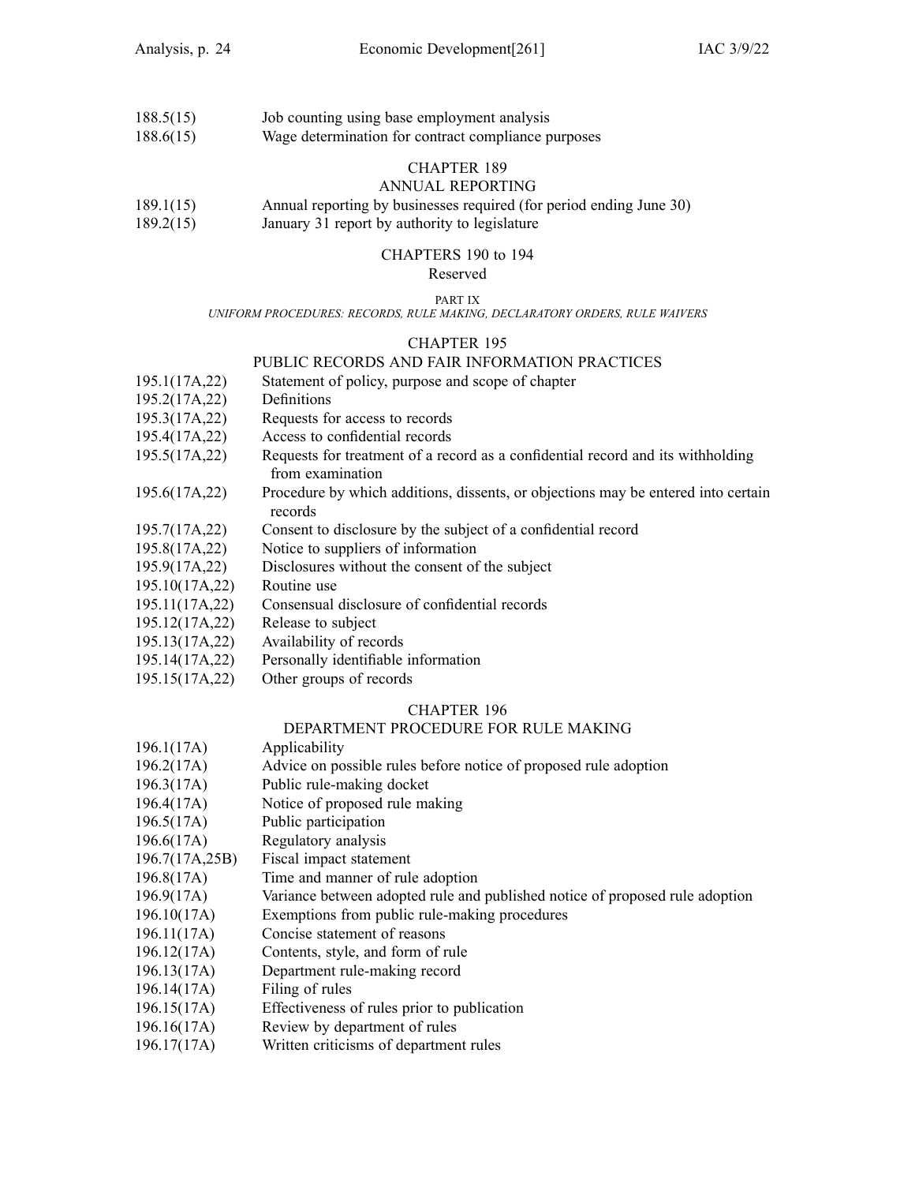188.5(15) Job counting using base employment analysis
188.6(15) Wage determination for contract compliance purposes

## CHAPTER 189
## ANNUAL REPORTING

189.1(15) Annual reporting by businesses required (for period ending June 30)
189.2(15) January 31 report by authority to legislature

## CHAPTERS 190 to 194
Reserved

### PART IX
*UNIFORM PROCEDURES: RECORDS, RULE MAKING, DECLARATORY ORDERS, RULE WAIVERS*

## CHAPTER 195
## PUBLIC RECORDS AND FAIR INFORMATION PRACTICES

195.1(17A,22) Statement of policy, purpose and scope of chapter
195.2(17A,22) Definitions
195.3(17A,22) Requests for access to records
195.4(17A,22) Access to confidential records
195.5(17A,22) Requests for treatment of a record as a confidential record and its withholding from examination
195.6(17A,22) Procedure by which additions, dissents, or objections may be entered into certain records
195.7(17A,22) Consent to disclosure by the subject of a confidential record
195.8(17A,22) Notice to suppliers of information
195.9(17A,22) Disclosures without the consent of the subject
195.10(17A,22) Routine use
195.11(17A,22) Consensual disclosure of confidential records
195.12(17A,22) Release to subject
195.13(17A,22) Availability of records
195.14(17A,22) Personally identifiable information
195.15(17A,22) Other groups of records

## CHAPTER 196
## DEPARTMENT PROCEDURE FOR RULE MAKING

196.1(17A) Applicability
196.2(17A) Advice on possible rules before notice of proposed rule adoption
196.3(17A) Public rule-making docket
196.4(17A) Notice of proposed rule making
196.5(17A) Public participation
196.6(17A) Regulatory analysis
196.7(17A,25B) Fiscal impact statement
196.8(17A) Time and manner of rule adoption
196.9(17A) Variance between adopted rule and published notice of proposed rule adoption
196.10(17A) Exemptions from public rule-making procedures
196.11(17A) Concise statement of reasons
196.12(17A) Contents, style, and form of rule
196.13(17A) Department rule-making record
196.14(17A) Filing of rules
196.15(17A) Effectiveness of rules prior to publication
196.16(17A) Review by department of rules
196.17(17A) Written criticisms of department rules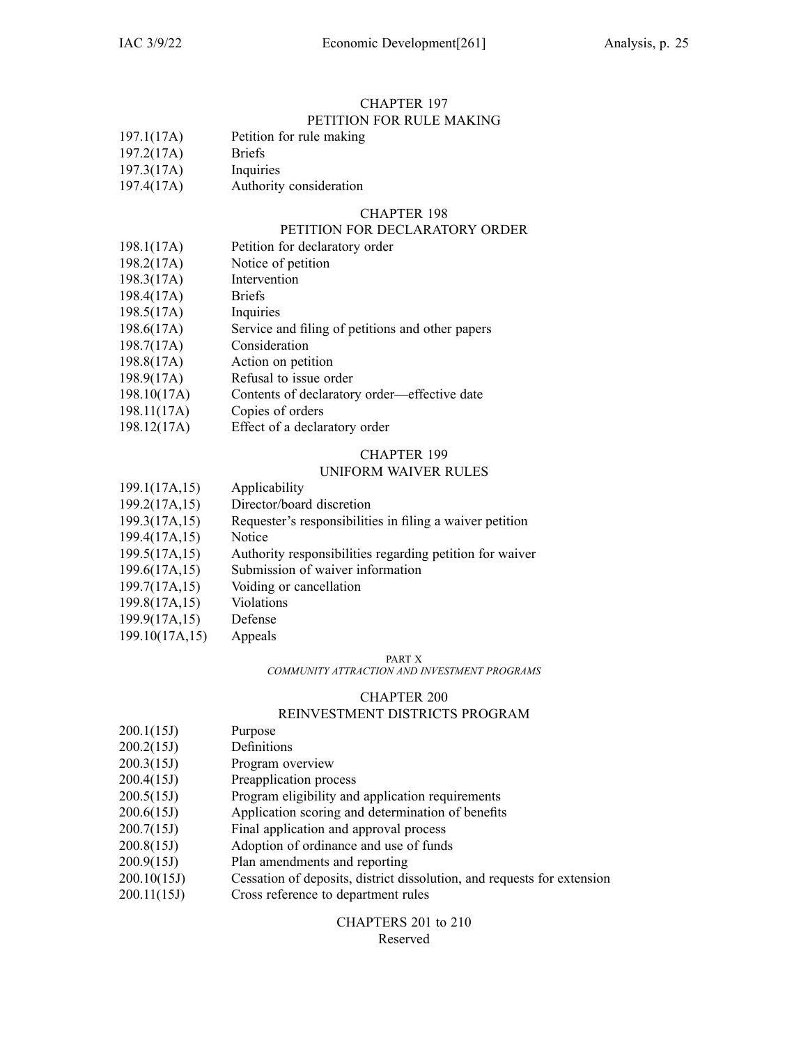## CHAPTER 197
## PETITION FOR RULE MAKING

197.1(17A) Petition for rule making
197.2(17A) Briefs
197.3(17A) Inquiries
197.4(17A) Authority consideration

## CHAPTER 198
## PETITION FOR DECLARATORY ORDER

198.1(17A) Petition for declaratory order
198.2(17A) Notice of petition
198.3(17A) Intervention
198.4(17A) Briefs
198.5(17A) Inquiries
198.6(17A) Service and filing of petitions and other papers
198.7(17A) Consideration
198.8(17A) Action on petition
198.9(17A) Refusal to issue order
198.10(17A) Contents of declaratory order—effective date
198.11(17A) Copies of orders
198.12(17A) Effect of a declaratory order

## CHAPTER 199
## UNIFORM WAIVER RULES

199.1(17A,15) Applicability
199.2(17A,15) Director/board discretion
199.3(17A,15) Requester's responsibilities in filing a waiver petition
199.4(17A,15) Notice
199.5(17A,15) Authority responsibilities regarding petition for waiver
199.6(17A,15) Submission of waiver information
199.7(17A,15) Voiding or cancellation
199.8(17A,15) Violations
199.9(17A,15) Defense
199.10(17A,15) Appeals

# PART X
*COMMUNITY ATTRACTION AND INVESTMENT PROGRAMS*

## CHAPTER 200
## REINVESTMENT DISTRICTS PROGRAM

200.1(15J) Purpose
200.2(15J) Definitions
200.3(15J) Program overview
200.4(15J) Preapplication process
200.5(15J) Program eligibility and application requirements
200.6(15J) Application scoring and determination of benefits
200.7(15J) Final application and approval process
200.8(15J) Adoption of ordinance and use of funds
200.9(15J) Plan amendments and reporting
200.10(15J) Cessation of deposits, district dissolution, and requests for extension
200.11(15J) Cross reference to department rules

## CHAPTERS 201 to 210
Reserved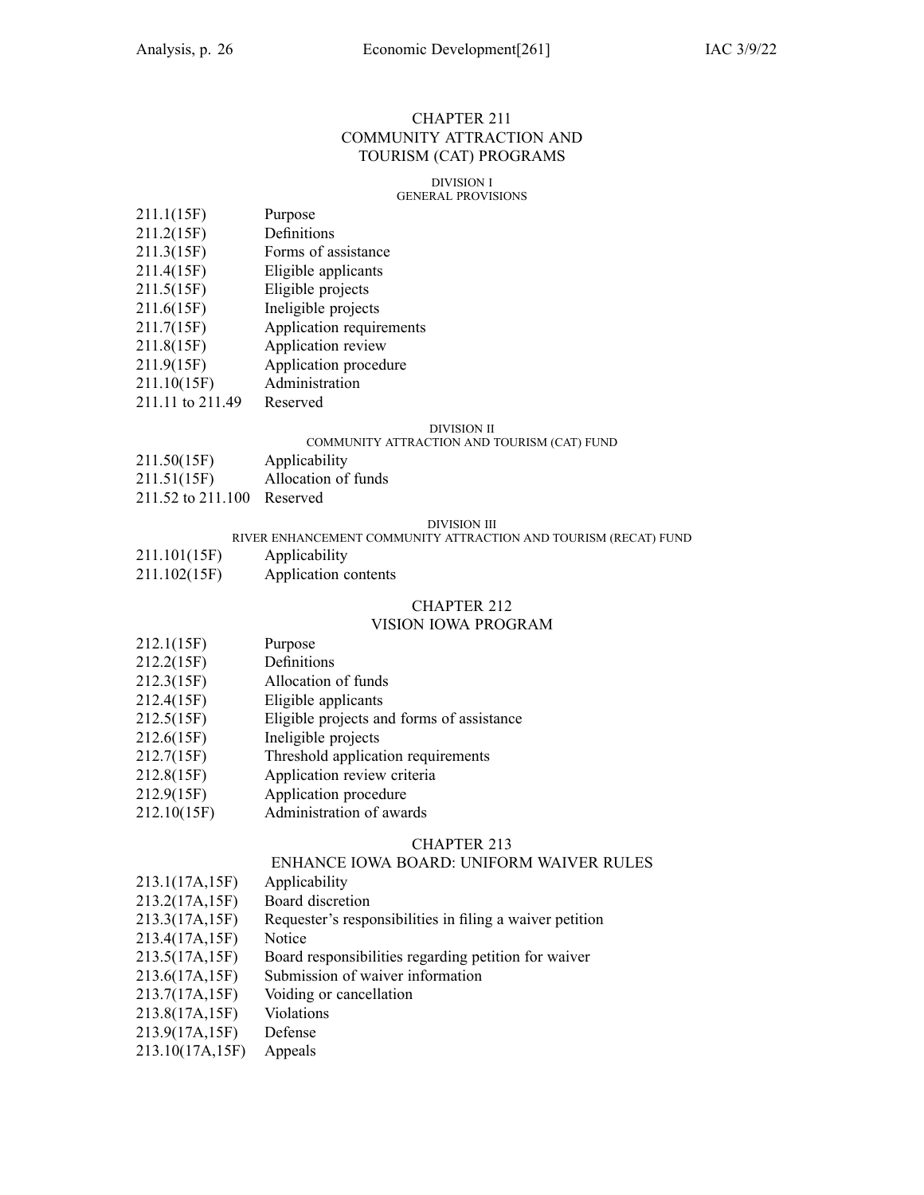## CHAPTER 211
## COMMUNITY ATTRACTION AND TOURISM (CAT) PROGRAMS

### DIVISION I
### GENERAL PROVISIONS

| | |
|---|---|
| 211.1(15F) | Purpose |
| 211.2(15F) | Definitions |
| 211.3(15F) | Forms of assistance |
| 211.4(15F) | Eligible applicants |
| 211.5(15F) | Eligible projects |
| 211.6(15F) | Ineligible projects |
| 211.7(15F) | Application requirements |
| 211.8(15F) | Application review |
| 211.9(15F) | Application procedure |
| 211.10(15F) | Administration |
| 211.11 to 211.49 | Reserved |

### DIVISION II
### COMMUNITY ATTRACTION AND TOURISM (CAT) FUND

| | |
|---|---|
| 211.50(15F) | Applicability |
| 211.51(15F) | Allocation of funds |
| 211.52 to 211.100 | Reserved |

### DIVISION III
### RIVER ENHANCEMENT COMMUNITY ATTRACTION AND TOURISM (RECAT) FUND

| | |
|---|---|
| 211.101(15F) | Applicability |
| 211.102(15F) | Application contents |

## CHAPTER 212
## VISION IOWA PROGRAM

| | |
|---|---|
| 212.1(15F) | Purpose |
| 212.2(15F) | Definitions |
| 212.3(15F) | Allocation of funds |
| 212.4(15F) | Eligible applicants |
| 212.5(15F) | Eligible projects and forms of assistance |
| 212.6(15F) | Ineligible projects |
| 212.7(15F) | Threshold application requirements |
| 212.8(15F) | Application review criteria |
| 212.9(15F) | Application procedure |
| 212.10(15F) | Administration of awards |

## CHAPTER 213
## ENHANCE IOWA BOARD: UNIFORM WAIVER RULES

| | |
|---|---|
| 213.1(17A,15F) | Applicability |
| 213.2(17A,15F) | Board discretion |
| 213.3(17A,15F) | Requester's responsibilities in filing a waiver petition |
| 213.4(17A,15F) | Notice |
| 213.5(17A,15F) | Board responsibilities regarding petition for waiver |
| 213.6(17A,15F) | Submission of waiver information |
| 213.7(17A,15F) | Voiding or cancellation |
| 213.8(17A,15F) | Violations |
| 213.9(17A,15F) | Defense |
| 213.10(17A,15F) | Appeals |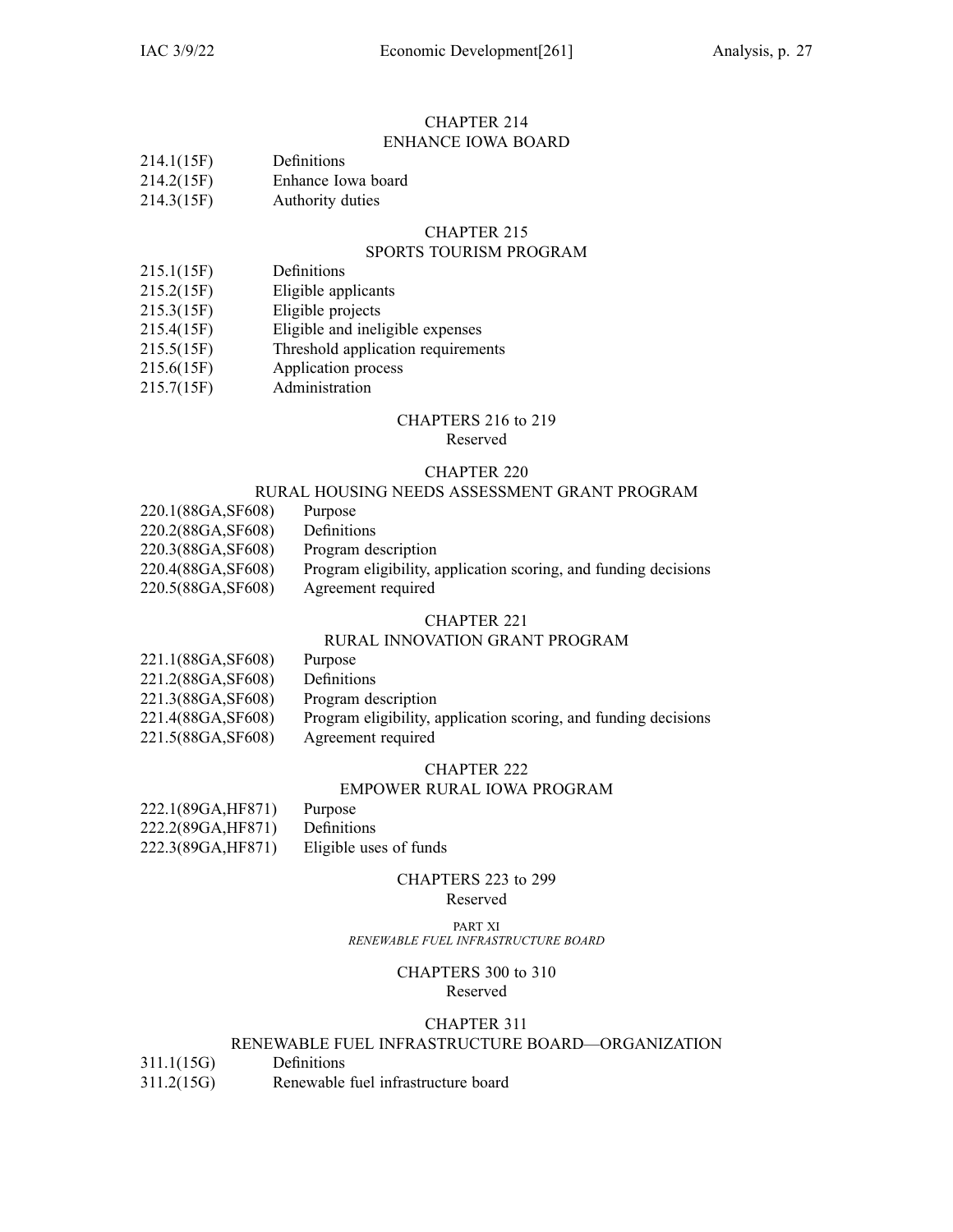## CHAPTER 214
## ENHANCE IOWA BOARD

214.1(15F) Definitions
214.2(15F) Enhance Iowa board
214.3(15F) Authority duties

## CHAPTER 215
## SPORTS TOURISM PROGRAM

215.1(15F) Definitions
215.2(15F) Eligible applicants
215.3(15F) Eligible projects
215.4(15F) Eligible and ineligible expenses
215.5(15F) Threshold application requirements
215.6(15F) Application process
215.7(15F) Administration

## CHAPTERS 216 to 219
Reserved

## CHAPTER 220
## RURAL HOUSING NEEDS ASSESSMENT GRANT PROGRAM

220.1(88GA,SF608) Purpose
220.2(88GA,SF608) Definitions
220.3(88GA,SF608) Program description
220.4(88GA,SF608) Program eligibility, application scoring, and funding decisions
220.5(88GA,SF608) Agreement required

## CHAPTER 221
## RURAL INNOVATION GRANT PROGRAM

221.1(88GA,SF608) Purpose
221.2(88GA,SF608) Definitions
221.3(88GA,SF608) Program description
221.4(88GA,SF608) Program eligibility, application scoring, and funding decisions
221.5(88GA,SF608) Agreement required

## CHAPTER 222
## EMPOWER RURAL IOWA PROGRAM

222.1(89GA,HF871) Purpose
222.2(89GA,HF871) Definitions
222.3(89GA,HF871) Eligible uses of funds

## CHAPTERS 223 to 299
Reserved

# PART XI
*RENEWABLE FUEL INFRASTRUCTURE BOARD*

## CHAPTERS 300 to 310
Reserved

## CHAPTER 311
## RENEWABLE FUEL INFRASTRUCTURE BOARD—ORGANIZATION

311.1(15G) Definitions
311.2(15G) Renewable fuel infrastructure board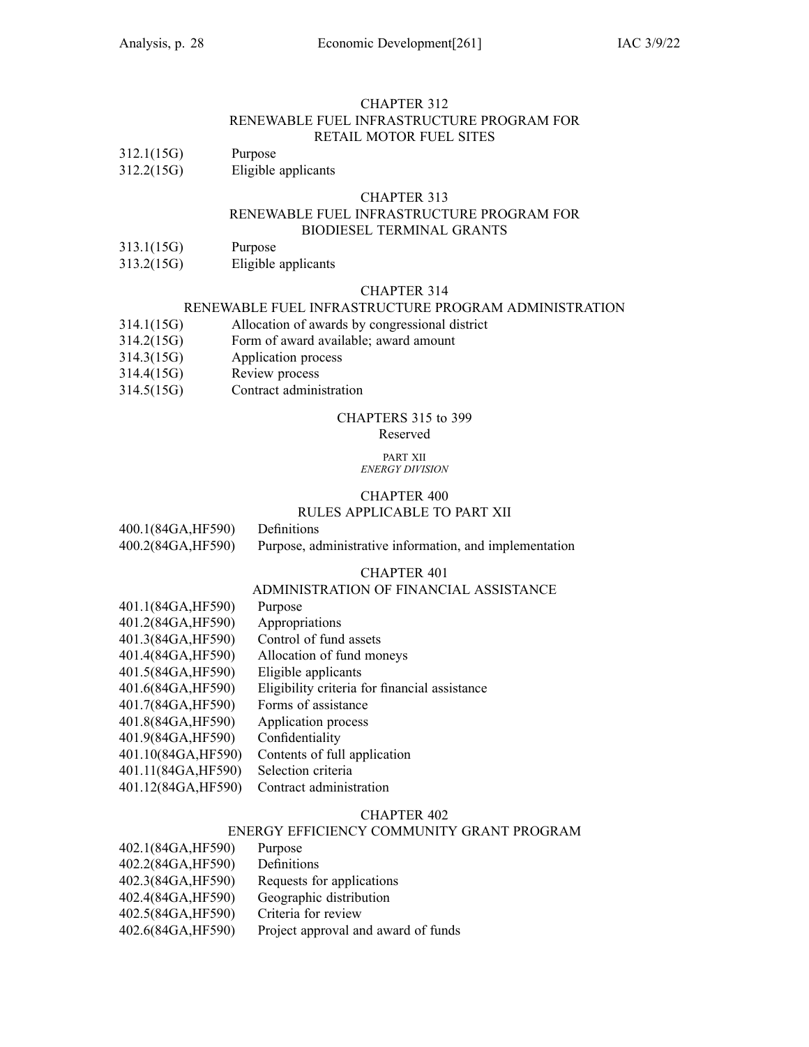## CHAPTER 312
## RENEWABLE FUEL INFRASTRUCTURE PROGRAM FOR RETAIL MOTOR FUEL SITES

312.1(15G) Purpose
312.2(15G) Eligible applicants

## CHAPTER 313
## RENEWABLE FUEL INFRASTRUCTURE PROGRAM FOR BIODIESEL TERMINAL GRANTS

313.1(15G) Purpose
313.2(15G) Eligible applicants

## CHAPTER 314
## RENEWABLE FUEL INFRASTRUCTURE PROGRAM ADMINISTRATION

314.1(15G) Allocation of awards by congressional district
314.2(15G) Form of award available; award amount
314.3(15G) Application process
314.4(15G) Review process
314.5(15G) Contract administration

## CHAPTERS 315 to 399
Reserved

# PART XII
*ENERGY DIVISION*

## CHAPTER 400
## RULES APPLICABLE TO PART XII

400.1(84GA,HF590) Definitions
400.2(84GA,HF590) Purpose, administrative information, and implementation

## CHAPTER 401
## ADMINISTRATION OF FINANCIAL ASSISTANCE

401.1(84GA,HF590) Purpose
401.2(84GA,HF590) Appropriations
401.3(84GA,HF590) Control of fund assets
401.4(84GA,HF590) Allocation of fund moneys
401.5(84GA,HF590) Eligible applicants
401.6(84GA,HF590) Eligibility criteria for financial assistance
401.7(84GA,HF590) Forms of assistance
401.8(84GA,HF590) Application process
401.9(84GA,HF590) Confidentiality
401.10(84GA,HF590) Contents of full application
401.11(84GA,HF590) Selection criteria
401.12(84GA,HF590) Contract administration

## CHAPTER 402
## ENERGY EFFICIENCY COMMUNITY GRANT PROGRAM

402.1(84GA,HF590) Purpose
402.2(84GA,HF590) Definitions
402.3(84GA,HF590) Requests for applications
402.4(84GA,HF590) Geographic distribution
402.5(84GA,HF590) Criteria for review
402.6(84GA,HF590) Project approval and award of funds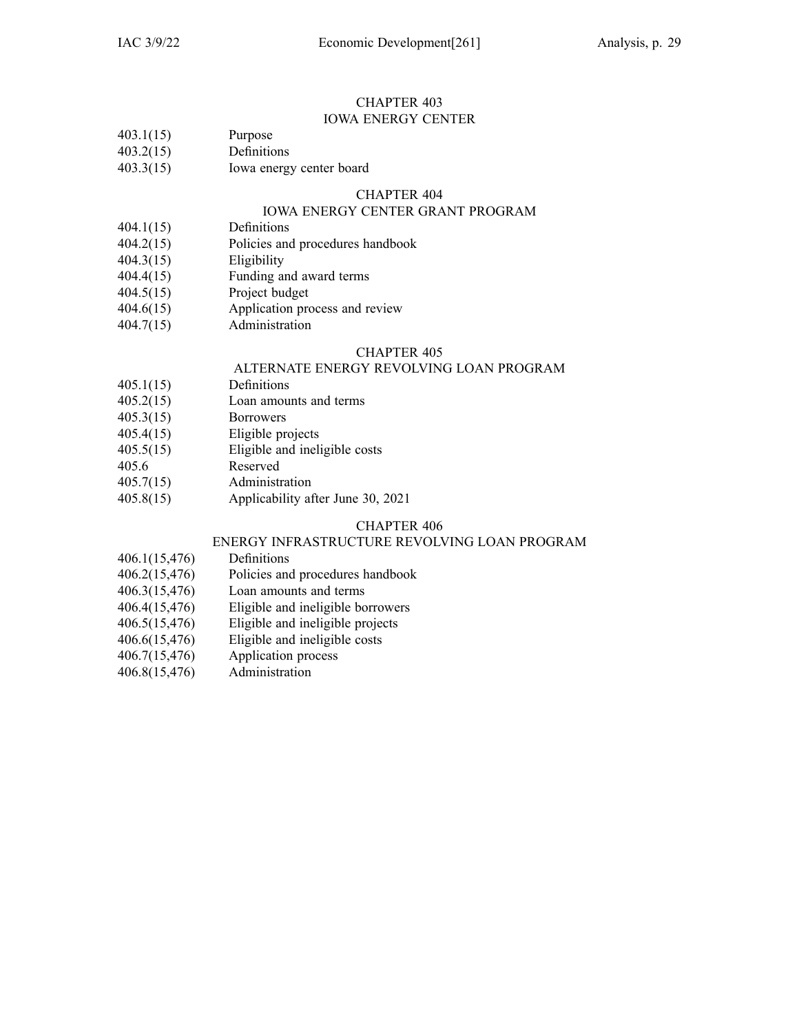## CHAPTER 403
## IOWA ENERGY CENTER

403.1(15) Purpose
403.2(15) Definitions
403.3(15) Iowa energy center board

## CHAPTER 404
## IOWA ENERGY CENTER GRANT PROGRAM

404.1(15) Definitions
404.2(15) Policies and procedures handbook
404.3(15) Eligibility
404.4(15) Funding and award terms
404.5(15) Project budget
404.6(15) Application process and review
404.7(15) Administration

## CHAPTER 405
## ALTERNATE ENERGY REVOLVING LOAN PROGRAM

405.1(15) Definitions
405.2(15) Loan amounts and terms
405.3(15) Borrowers
405.4(15) Eligible projects
405.5(15) Eligible and ineligible costs
405.6 Reserved
405.7(15) Administration
405.8(15) Applicability after June 30, 2021

## CHAPTER 406
## ENERGY INFRASTRUCTURE REVOLVING LOAN PROGRAM

406.1(15,476) Definitions
406.2(15,476) Policies and procedures handbook
406.3(15,476) Loan amounts and terms
406.4(15,476) Eligible and ineligible borrowers
406.5(15,476) Eligible and ineligible projects
406.6(15,476) Eligible and ineligible costs
406.7(15,476) Application process
406.8(15,476) Administration